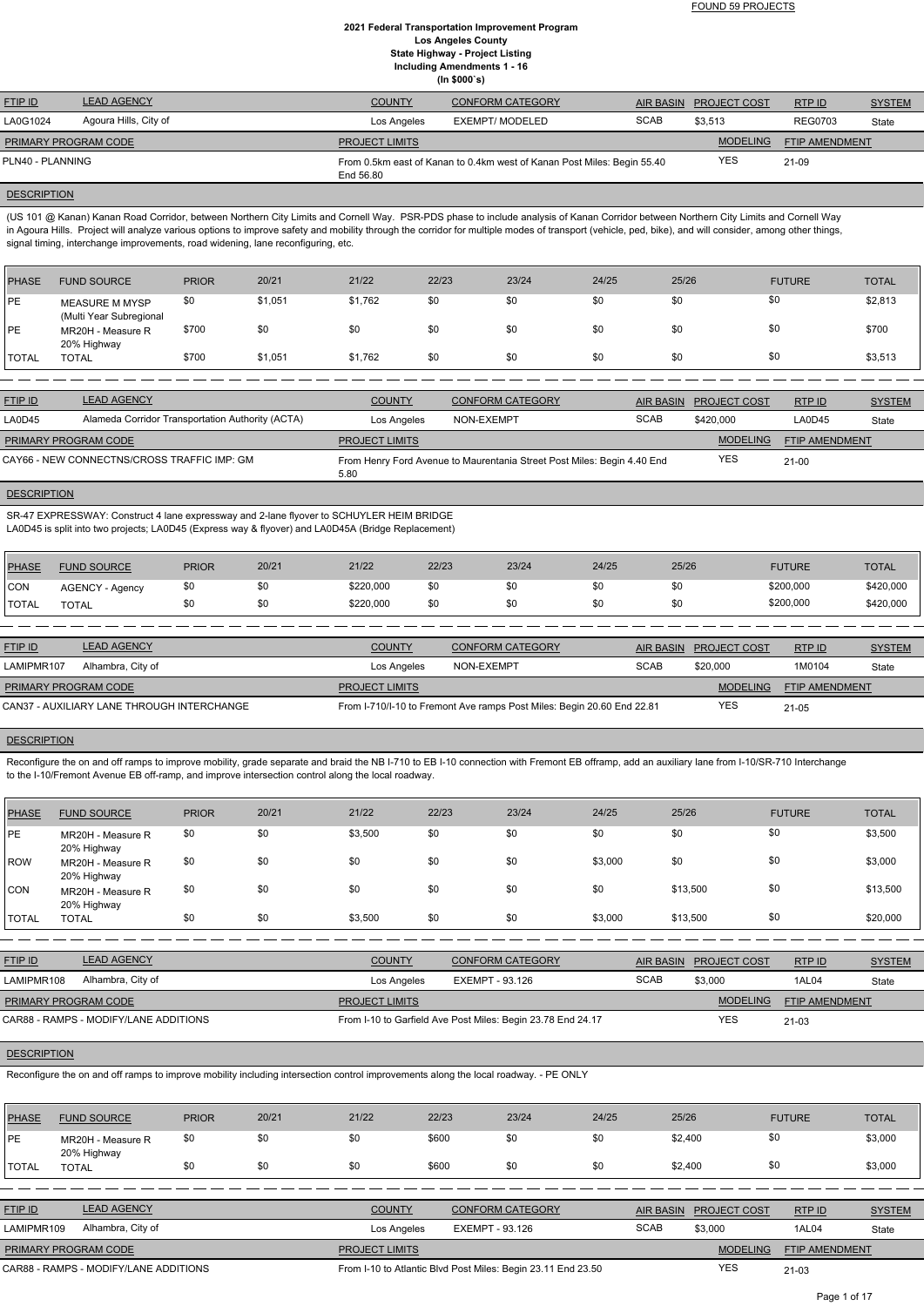FOUND 59 PROJECTS

# 2021 Federal Transportation Improvement Program
## Los Angeles County
## State Highway - Project Listing
## Including Amendments 1 - 16
## (In $000`s)

| FTIP ID | LEAD AGENCY | COUNTY | CONFORM CATEGORY | AIR BASIN | PROJECT COST | RTP ID | SYSTEM |
|---|---|---|---|---|---|---|---|
| LA0G1024 | Agoura Hills, City of | Los Angeles | EXEMPT/ MODELED | SCAB | $3,513 | REG0703 | State |

| PRIMARY PROGRAM CODE | PROJECT LIMITS | MODELING | FTIP AMENDMENT |
|---|---|---|---|
| PLN40 - PLANNING | From 0.5km east of Kanan to 0.4km west of Kanan Post Miles: Begin 55.40 End 56.80 | YES | 21-09 |

**DESCRIPTION**

(US 101 @ Kanan) Kanan Road Corridor, between Northern City Limits and Cornell Way. PSR-PDS phase to include analysis of Kanan Corridor between Northern City Limits and Cornell Way in Agoura Hills. Project will analyze various options to improve safety and mobility through the corridor for multiple modes of transport (vehicle, ped, bike), and will consider, among other things, signal timing, interchange improvements, road widening, lane reconfiguring, etc.

| PHASE | FUND SOURCE | PRIOR | 20/21 | 21/22 | 22/23 | 23/24 | 24/25 | 25/26 | FUTURE | TOTAL |
|---|---|---|---|---|---|---|---|---|---|---|
| PE | MEASURE M MYSP (Multi Year Subregional | $0 | $1,051 | $1,762 | $0 | $0 | $0 | $0 | $0 | $2,813 |
| PE | MR20H - Measure R 20% Highway | $700 | $0 | $0 | $0 | $0 | $0 | $0 | $0 | $700 |
| TOTAL | TOTAL | $700 | $1,051 | $1,762 | $0 | $0 | $0 | $0 | $0 | $3,513 |

---

| FTIP ID | LEAD AGENCY | COUNTY | CONFORM CATEGORY | AIR BASIN | PROJECT COST | RTP ID | SYSTEM |
|---|---|---|---|---|---|---|---|
| LA0D45 | Alameda Corridor Transportation Authority (ACTA) | Los Angeles | NON-EXEMPT | SCAB | $420,000 | LA0D45 | State |

| PRIMARY PROGRAM CODE | PROJECT LIMITS | MODELING | FTIP AMENDMENT |
|---|---|---|---|
| CAY66 - NEW CONNECTNS/CROSS TRAFFIC IMP: GM | From Henry Ford Avenue to Maurentania Street Post Miles: Begin 4.40 End 5.80 | YES | 21-00 |

**DESCRIPTION**

SR-47 EXPRESSWAY: Construct 4 lane expressway and 2-lane flyover to SCHUYLER HEIM BRIDGE
LA0D45 is split into two projects; LA0D45 (Express way & flyover) and LA0D45A (Bridge Replacement)

| PHASE | FUND SOURCE | PRIOR | 20/21 | 21/22 | 22/23 | 23/24 | 24/25 | 25/26 | FUTURE | TOTAL |
|---|---|---|---|---|---|---|---|---|---|---|
| CON | AGENCY - Agency | $0 | $0 | $220,000 | $0 | $0 | $0 | $0 | $200,000 | $420,000 |
| TOTAL | TOTAL | $0 | $0 | $220,000 | $0 | $0 | $0 | $0 | $200,000 | $420,000 |

---

| FTIP ID | LEAD AGENCY | COUNTY | CONFORM CATEGORY | AIR BASIN | PROJECT COST | RTP ID | SYSTEM |
|---|---|---|---|---|---|---|---|
| LAMIPMR107 | Alhambra, City of | Los Angeles | NON-EXEMPT | SCAB | $20,000 | 1M0104 | State |

| PRIMARY PROGRAM CODE | PROJECT LIMITS | MODELING | FTIP AMENDMENT |
|---|---|---|---|
| CAN37 - AUXILIARY LANE THROUGH INTERCHANGE | From I-710/I-10 to Fremont Ave ramps Post Miles: Begin 20.60 End 22.81 | YES | 21-05 |

**DESCRIPTION**

Reconfigure the on and off ramps to improve mobility, grade separate and braid the NB I-710 to EB I-10 connection with Fremont EB offramp, add an auxiliary lane from I-10/SR-710 Interchange to the I-10/Fremont Avenue EB off-ramp, and improve intersection control along the local roadway.

| PHASE | FUND SOURCE | PRIOR | 20/21 | 21/22 | 22/23 | 23/24 | 24/25 | 25/26 | FUTURE | TOTAL |
|---|---|---|---|---|---|---|---|---|---|---|
| PE | MR20H - Measure R 20% Highway | $0 | $0 | $3,500 | $0 | $0 | $0 | $0 | $0 | $3,500 |
| ROW | MR20H - Measure R 20% Highway | $0 | $0 | $0 | $0 | $0 | $3,000 | $0 | $0 | $3,000 |
| CON | MR20H - Measure R 20% Highway | $0 | $0 | $0 | $0 | $0 | $0 | $13,500 | $0 | $13,500 |
| TOTAL | TOTAL | $0 | $0 | $3,500 | $0 | $0 | $3,000 | $13,500 | $0 | $20,000 |

---

| FTIP ID | LEAD AGENCY | COUNTY | CONFORM CATEGORY | AIR BASIN | PROJECT COST | RTP ID | SYSTEM |
|---|---|---|---|---|---|---|---|
| LAMIPMR108 | Alhambra, City of | Los Angeles | EXEMPT - 93.126 | SCAB | $3,000 | 1AL04 | State |

| PRIMARY PROGRAM CODE | PROJECT LIMITS | MODELING | FTIP AMENDMENT |
|---|---|---|---|
| CAR88 - RAMPS - MODIFY/LANE ADDITIONS | From I-10 to Garfield Ave Post Miles: Begin 23.78 End 24.17 | YES | 21-03 |

**DESCRIPTION**

Reconfigure the on and off ramps to improve mobility including intersection control improvements along the local roadway. - PE ONLY

| PHASE | FUND SOURCE | PRIOR | 20/21 | 21/22 | 22/23 | 23/24 | 24/25 | 25/26 | FUTURE | TOTAL |
|---|---|---|---|---|---|---|---|---|---|---|
| PE | MR20H - Measure R 20% Highway | $0 | $0 | $0 | $600 | $0 | $0 | $2,400 | $0 | $3,000 |
| TOTAL | TOTAL | $0 | $0 | $0 | $600 | $0 | $0 | $2,400 | $0 | $3,000 |

---

| FTIP ID | LEAD AGENCY | COUNTY | CONFORM CATEGORY | AIR BASIN | PROJECT COST | RTP ID | SYSTEM |
|---|---|---|---|---|---|---|---|
| LAMIPMR109 | Alhambra, City of | Los Angeles | EXEMPT - 93.126 | SCAB | $3,000 | 1AL04 | State |

| PRIMARY PROGRAM CODE | PROJECT LIMITS | MODELING | FTIP AMENDMENT |
|---|---|---|---|
| CAR88 - RAMPS - MODIFY/LANE ADDITIONS | From I-10 to Atlantic Blvd Post Miles: Begin 23.11 End 23.50 | YES | 21-03 |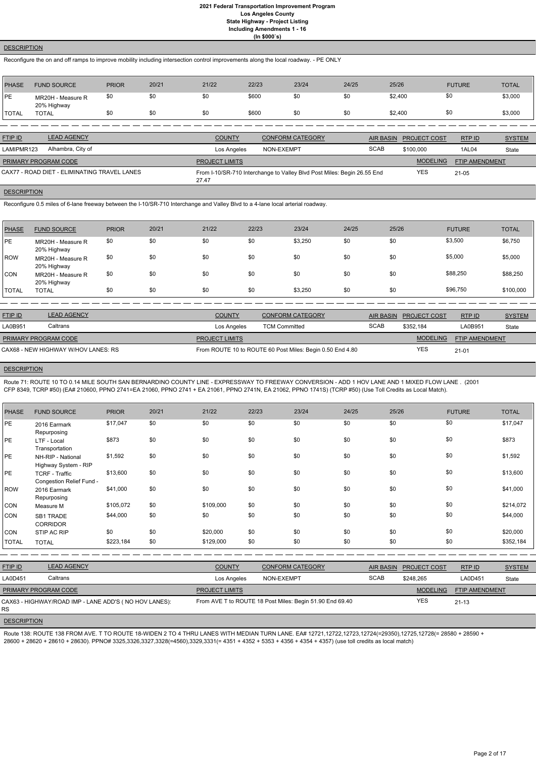**DESCRIPTION**

Reconfigure the on and off ramps to improve mobility including intersection control improvements along the local roadway. - PE ONLY

| PHASE | FUND SOURCE | PRIOR | 20/21 | 21/22 | 22/23 | 23/24 | 24/25 | 25/26 | FUTURE | TOTAL |
|---|---|---|---|---|---|---|---|---|---|---|
| PE | MR20H - Measure R 20% Highway | $0 | $0 | $0 | $600 | $0 | $0 | $2,400 | $0 | $3,000 |
| TOTAL | TOTAL | $0 | $0 | $0 | $600 | $0 | $0 | $2,400 | $0 | $3,000 |

| FTIP ID | LEAD AGENCY | COUNTY | CONFORM CATEGORY | AIR BASIN | PROJECT COST | RTP ID | SYSTEM |
|---|---|---|---|---|---|---|---|
| LAMIPMR123 | Alhambra, City of | Los Angeles | NON-EXEMPT | SCAB | $100,000 | 1AL04 | State |

| PRIMARY PROGRAM CODE | PROJECT LIMITS | MODELING | FTIP AMENDMENT |
|---|---|---|---|
| CAX77 - ROAD DIET - ELIMINATING TRAVEL LANES | From I-10/SR-710 Interchange to Valley Blvd Post Miles: Begin 26.55 End 27.47 | YES | 21-05 |

**DESCRIPTION**

Reconfigure 0.5 miles of 6-lane freeway between the I-10/SR-710 Interchange and Valley Blvd to a 4-lane local arterial roadway.

| PHASE | FUND SOURCE | PRIOR | 20/21 | 21/22 | 22/23 | 23/24 | 24/25 | 25/26 | FUTURE | TOTAL |
|---|---|---|---|---|---|---|---|---|---|---|
| PE | MR20H - Measure R 20% Highway | $0 | $0 | $0 | $0 | $3,250 | $0 | $0 | $3,500 | $6,750 |
| ROW | MR20H - Measure R 20% Highway | $0 | $0 | $0 | $0 | $0 | $0 | $0 | $5,000 | $5,000 |
| CON | MR20H - Measure R 20% Highway | $0 | $0 | $0 | $0 | $0 | $0 | $0 | $88,250 | $88,250 |
| TOTAL | TOTAL | $0 | $0 | $0 | $0 | $3,250 | $0 | $0 | $96,750 | $100,000 |

| FTIP ID | LEAD AGENCY | COUNTY | CONFORM CATEGORY | AIR BASIN | PROJECT COST | RTP ID | SYSTEM |
|---|---|---|---|---|---|---|---|
| LA0B951 | Caltrans | Los Angeles | TCM Committed | SCAB | $352,184 | LA0B951 | State |

| PRIMARY PROGRAM CODE | PROJECT LIMITS | MODELING | FTIP AMENDMENT |
|---|---|---|---|
| CAX68 - NEW HIGHWAY W/HOV LANES: RS | From ROUTE 10 to ROUTE 60 Post Miles: Begin 0.50 End 4.80 | YES | 21-01 |

**DESCRIPTION**

Route 71: ROUTE 10 TO 0.14 MILE SOUTH SAN BERNARDINO COUNTY LINE - EXPRESSWAY TO FREEWAY CONVERSION - ADD 1 HOV LANE AND 1 MIXED FLOW LANE . (2001 CFP 8349, TCRP #50) (EA# 210600, PPNO 2741=EA 21060, PPNO 2741 + EA 21061, PPNO 2741N, EA 21062, PPNO 1741S) (TCRP #50) (Use Toll Credits as Local Match).

| PHASE | FUND SOURCE | PRIOR | 20/21 | 21/22 | 22/23 | 23/24 | 24/25 | 25/26 | FUTURE | TOTAL |
|---|---|---|---|---|---|---|---|---|---|---|
| PE | 2016 Earmark Repurposing | $17,047 | $0 | $0 | $0 | $0 | $0 | $0 | $0 | $17,047 |
| PE | LTF - Local Transportation | $873 | $0 | $0 | $0 | $0 | $0 | $0 | $0 | $873 |
| PE | NH-RIP - National Highway System - RIP | $1,592 | $0 | $0 | $0 | $0 | $0 | $0 | $0 | $1,592 |
| PE | TCRF - Traffic Congestion Relief Fund - | $13,600 | $0 | $0 | $0 | $0 | $0 | $0 | $0 | $13,600 |
| ROW | 2016 Earmark Repurposing | $41,000 | $0 | $0 | $0 | $0 | $0 | $0 | $0 | $41,000 |
| CON | Measure M | $105,072 | $0 | $109,000 | $0 | $0 | $0 | $0 | $0 | $214,072 |
| CON | SB1 TRADE CORRIDOR | $44,000 | $0 | $0 | $0 | $0 | $0 | $0 | $0 | $44,000 |
| CON | STIP AC RIP | $0 | $0 | $20,000 | $0 | $0 | $0 | $0 | $0 | $20,000 |
| TOTAL | TOTAL | $223,184 | $0 | $129,000 | $0 | $0 | $0 | $0 | $0 | $352,184 |

| FTIP ID | LEAD AGENCY | COUNTY | CONFORM CATEGORY | AIR BASIN | PROJECT COST | RTP ID | SYSTEM |
|---|---|---|---|---|---|---|---|
| LA0D451 | Caltrans | Los Angeles | NON-EXEMPT | SCAB | $248,265 | LA0D451 | State |

| PRIMARY PROGRAM CODE | PROJECT LIMITS | MODELING | FTIP AMENDMENT |
|---|---|---|---|
| CAX63 - HIGHWAY/ROAD IMP - LANE ADD'S ( NO HOV LANES): RS | From AVE T to ROUTE 18 Post Miles: Begin 51.90 End 69.40 | YES | 21-13 |

**DESCRIPTION**

Route 138: ROUTE 138 FROM AVE. T TO ROUTE 18-WIDEN 2 TO 4 THRU LANES WITH MEDIAN TURN LANE. EA# 12721,12722,12723,12724(=29350),12725,12728(= 28580 + 28590 + 28600 + 28620 + 28610 + 28630). PPNO# 3325,3326,3327,3328(=4560),3329,3331(= 4351 + 4352 + 5353 + 4356 + 4354 + 4357) (use toll credits as local match)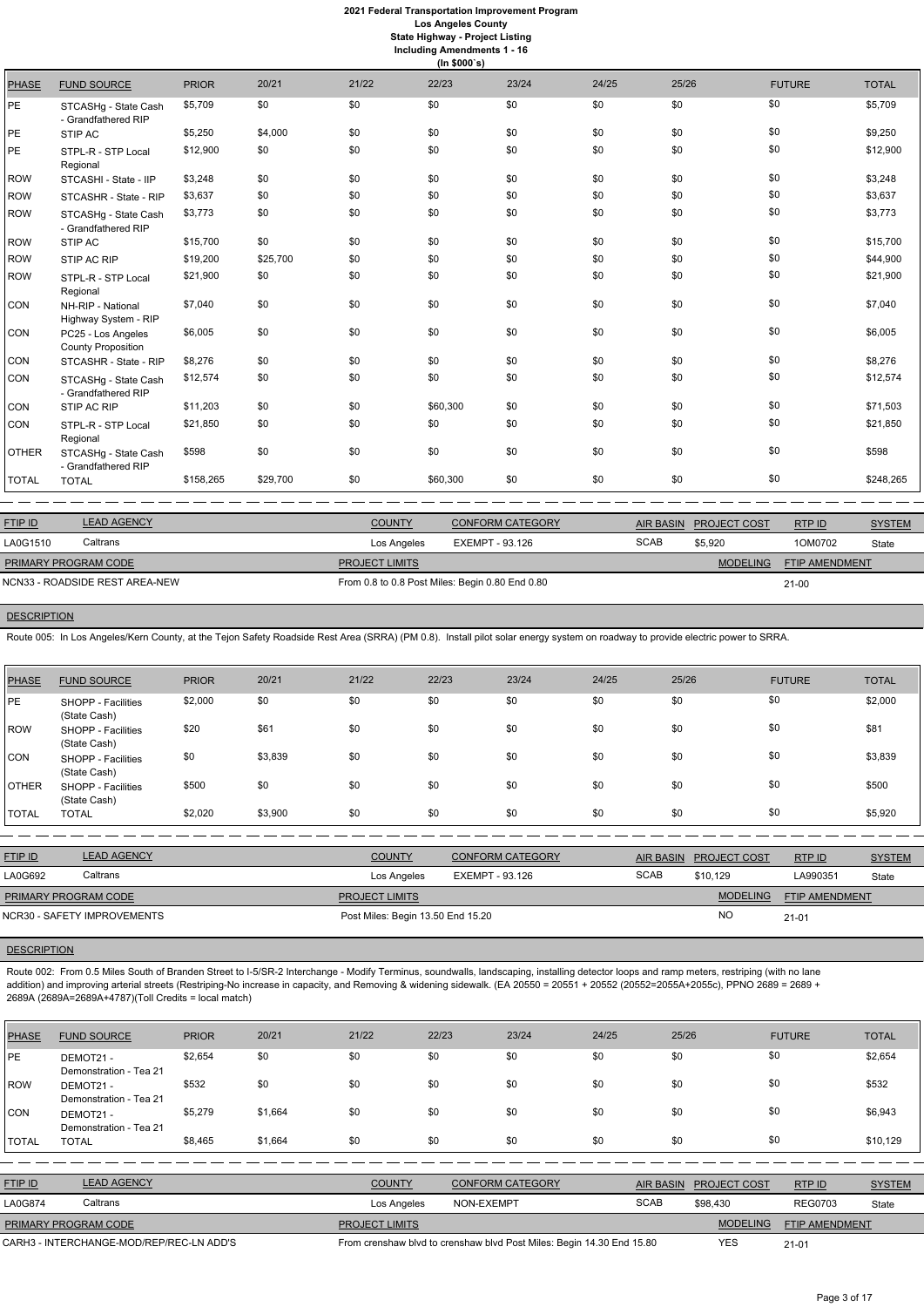# 2021 Federal Transportation Improvement Program
## Los Angeles County
## State Highway - Project Listing
## Including Amendments 1 - 16
## (In $000`s)

| PHASE | FUND SOURCE | PRIOR | 20/21 | 21/22 | 22/23 | 23/24 | 24/25 | 25/26 | FUTURE | TOTAL |
|---|---|---|---|---|---|---|---|---|---|---|
| PE | STCASHg - State Cash - Grandfathered RIP | $5,709 | $0 | $0 | $0 | $0 | $0 | $0 | $0 | $5,709 |
| PE | STIP AC | $5,250 | $4,000 | $0 | $0 | $0 | $0 | $0 | $0 | $9,250 |
| PE | STPL-R - STP Local Regional | $12,900 | $0 | $0 | $0 | $0 | $0 | $0 | $0 | $12,900 |
| ROW | STCASHI - State - IIP | $3,248 | $0 | $0 | $0 | $0 | $0 | $0 | $0 | $3,248 |
| ROW | STCASHR - State - RIP | $3,637 | $0 | $0 | $0 | $0 | $0 | $0 | $0 | $3,637 |
| ROW | STCASHg - State Cash - Grandfathered RIP | $3,773 | $0 | $0 | $0 | $0 | $0 | $0 | $0 | $3,773 |
| ROW | STIP AC | $15,700 | $0 | $0 | $0 | $0 | $0 | $0 | $0 | $15,700 |
| ROW | STIP AC RIP | $19,200 | $25,700 | $0 | $0 | $0 | $0 | $0 | $0 | $44,900 |
| ROW | STPL-R - STP Local Regional | $21,900 | $0 | $0 | $0 | $0 | $0 | $0 | $0 | $21,900 |
| CON | NH-RIP - National Highway System - RIP | $7,040 | $0 | $0 | $0 | $0 | $0 | $0 | $0 | $7,040 |
| CON | PC25 - Los Angeles County Proposition | $6,005 | $0 | $0 | $0 | $0 | $0 | $0 | $0 | $6,005 |
| CON | STCASHR - State - RIP | $8,276 | $0 | $0 | $0 | $0 | $0 | $0 | $0 | $8,276 |
| CON | STCASHg - State Cash - Grandfathered RIP | $12,574 | $0 | $0 | $0 | $0 | $0 | $0 | $0 | $12,574 |
| CON | STIP AC RIP | $11,203 | $0 | $0 | $60,300 | $0 | $0 | $0 | $0 | $71,503 |
| CON | STPL-R - STP Local Regional | $21,850 | $0 | $0 | $0 | $0 | $0 | $0 | $0 | $21,850 |
| OTHER | STCASHg - State Cash - Grandfathered RIP | $598 | $0 | $0 | $0 | $0 | $0 | $0 | $0 | $598 |
| TOTAL | TOTAL | $158,265 | $29,700 | $0 | $60,300 | $0 | $0 | $0 | $0 | $248,265 |

| FTIP ID | LEAD AGENCY | COUNTY | CONFORM CATEGORY | AIR BASIN | PROJECT COST | RTP ID | SYSTEM |
|---|---|---|---|---|---|---|---|
| LA0G1510 | Caltrans | Los Angeles | EXEMPT - 93.126 | SCAB | $5,920 | 1OM0702 | State |

| PRIMARY PROGRAM CODE | PROJECT LIMITS | MODELING | FTIP AMENDMENT |
|---|---|---|---|
| NCN33 - ROADSIDE REST AREA-NEW | From 0.8 to 0.8 Post Miles: Begin 0.80 End 0.80 | | 21-00 |

**DESCRIPTION**

Route 005: In Los Angeles/Kern County, at the Tejon Safety Roadside Rest Area (SRRA) (PM 0.8). Install pilot solar energy system on roadway to provide electric power to SRRA.

| PHASE | FUND SOURCE | PRIOR | 20/21 | 21/22 | 22/23 | 23/24 | 24/25 | 25/26 | FUTURE | TOTAL |
|---|---|---|---|---|---|---|---|---|---|---|
| PE | SHOPP - Facilities (State Cash) | $2,000 | $0 | $0 | $0 | $0 | $0 | $0 | $0 | $2,000 |
| ROW | SHOPP - Facilities (State Cash) | $20 | $61 | $0 | $0 | $0 | $0 | $0 | $0 | $81 |
| CON | SHOPP - Facilities (State Cash) | $0 | $3,839 | $0 | $0 | $0 | $0 | $0 | $0 | $3,839 |
| OTHER | SHOPP - Facilities (State Cash) | $500 | $0 | $0 | $0 | $0 | $0 | $0 | $0 | $500 |
| TOTAL | TOTAL | $2,020 | $3,900 | $0 | $0 | $0 | $0 | $0 | $0 | $5,920 |

| FTIP ID | LEAD AGENCY | COUNTY | CONFORM CATEGORY | AIR BASIN | PROJECT COST | RTP ID | SYSTEM |
|---|---|---|---|---|---|---|---|
| LA0G692 | Caltrans | Los Angeles | EXEMPT - 93.126 | SCAB | $10,129 | LA990351 | State |

| PRIMARY PROGRAM CODE | PROJECT LIMITS | MODELING | FTIP AMENDMENT |
|---|---|---|---|
| NCR30 - SAFETY IMPROVEMENTS | Post Miles: Begin 13.50 End 15.20 | NO | 21-01 |

**DESCRIPTION**

Route 002: From 0.5 Miles South of Branden Street to I-5/SR-2 Interchange - Modify Terminus, soundwalls, landscaping, installing detector loops and ramp meters, restriping (with no lane addition) and improving arterial streets (Restriping-No increase in capacity, and Removing & widening sidewalk. (EA 20550 = 20551 + 20552 (20552=2055A+2055c), PPNO 2689 = 2689 + 2689A (2689A=2689A+4787)(Toll Credits = local match)

| PHASE | FUND SOURCE | PRIOR | 20/21 | 21/22 | 22/23 | 23/24 | 24/25 | 25/26 | FUTURE | TOTAL |
|---|---|---|---|---|---|---|---|---|---|---|
| PE | DEMOT21 - Demonstration - Tea 21 | $2,654 | $0 | $0 | $0 | $0 | $0 | $0 | $0 | $2,654 |
| ROW | DEMOT21 - Demonstration - Tea 21 | $532 | $0 | $0 | $0 | $0 | $0 | $0 | $0 | $532 |
| CON | DEMOT21 - Demonstration - Tea 21 | $5,279 | $1,664 | $0 | $0 | $0 | $0 | $0 | $0 | $6,943 |
| TOTAL | TOTAL | $8,465 | $1,664 | $0 | $0 | $0 | $0 | $0 | $0 | $10,129 |

| FTIP ID | LEAD AGENCY | COUNTY | CONFORM CATEGORY | AIR BASIN | PROJECT COST | RTP ID | SYSTEM |
|---|---|---|---|---|---|---|---|
| LA0G874 | Caltrans | Los Angeles | NON-EXEMPT | SCAB | $98,430 | REG0703 | State |

| PRIMARY PROGRAM CODE | PROJECT LIMITS | MODELING | FTIP AMENDMENT |
|---|---|---|---|
| CARH3 - INTERCHANGE-MOD/REP/REC-LN ADD'S | From crenshaw blvd to crenshaw blvd Post Miles: Begin 14.30 End 15.80 | YES | 21-01 |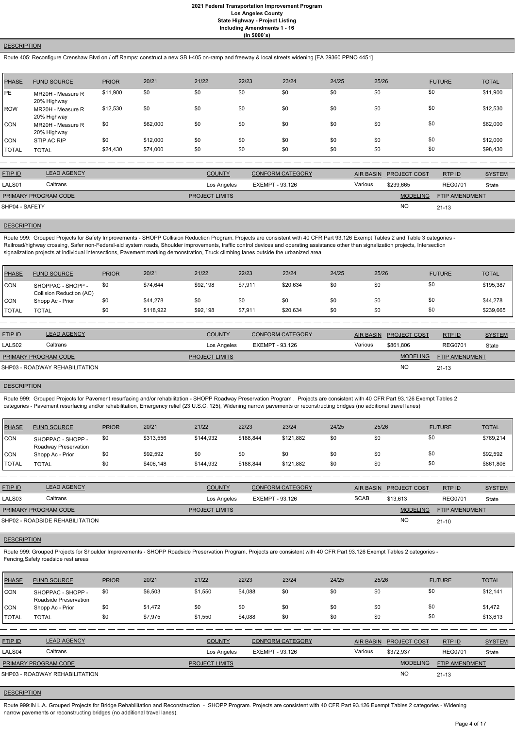# 2021 Federal Transportation Improvement Program
## Los Angeles County
## State Highway - Project Listing
## Including Amendments 1 - 16
## (In $000`s)

**DESCRIPTION**

Route 405: Reconfigure Crenshaw Blvd on / off Ramps: construct a new SB I-405 on-ramp and freeway & local streets widening [EA 29360 PPNO 4451]

| PHASE | FUND SOURCE | PRIOR | 20/21 | 21/22 | 22/23 | 23/24 | 24/25 | 25/26 | FUTURE | TOTAL |
|---|---|---|---|---|---|---|---|---|---|---|
| PE | MR20H - Measure R 20% Highway | $11,900 | $0 | $0 | $0 | $0 | $0 | $0 | $0 | $11,900 |
| ROW | MR20H - Measure R 20% Highway | $12,530 | $0 | $0 | $0 | $0 | $0 | $0 | $0 | $12,530 |
| CON | MR20H - Measure R 20% Highway | $0 | $62,000 | $0 | $0 | $0 | $0 | $0 | $0 | $62,000 |
| CON | STIP AC RIP | $0 | $12,000 | $0 | $0 | $0 | $0 | $0 | $0 | $12,000 |
| TOTAL | TOTAL | $24,430 | $74,000 | $0 | $0 | $0 | $0 | $0 | $0 | $98,430 |

| FTIP ID | LEAD AGENCY | COUNTY | CONFORM CATEGORY | AIR BASIN | PROJECT COST | RTP ID | SYSTEM |
|---|---|---|---|---|---|---|---|
| LALS01 | Caltrans | Los Angeles | EXEMPT - 93.126 | Various | $239,665 | REG0701 | State |

| PRIMARY PROGRAM CODE | PROJECT LIMITS | MODELING | FTIP AMENDMENT |
|---|---|---|---|
| SHP04 - SAFETY | | NO | 21-13 |

**DESCRIPTION**

Route 999: Grouped Projects for Safety Improvements - SHOPP Collision Reduction Program. Projects are consistent with 40 CFR Part 93.126 Exempt Tables 2 and Table 3 categories - Railroad/highway crossing, Safer non-Federal-aid system roads, Shoulder improvements, traffic control devices and operating assistance other than signalization projects, Intersection signalization projects at individual intersections, Pavement marking demonstration, Truck climbing lanes outside the urbanized area

| PHASE | FUND SOURCE | PRIOR | 20/21 | 21/22 | 22/23 | 23/24 | 24/25 | 25/26 | FUTURE | TOTAL |
|---|---|---|---|---|---|---|---|---|---|---|
| CON | SHOPPAC - SHOPP - Collision Reduction (AC) | $0 | $74,644 | $92,198 | $7,911 | $20,634 | $0 | $0 | $0 | $195,387 |
| CON | Shopp Ac - Prior | $0 | $44,278 | $0 | $0 | $0 | $0 | $0 | $0 | $44,278 |
| TOTAL | TOTAL | $0 | $118,922 | $92,198 | $7,911 | $20,634 | $0 | $0 | $0 | $239,665 |

| FTIP ID | LEAD AGENCY | COUNTY | CONFORM CATEGORY | AIR BASIN | PROJECT COST | RTP ID | SYSTEM |
|---|---|---|---|---|---|---|---|
| LALS02 | Caltrans | Los Angeles | EXEMPT - 93.126 | Various | $861,806 | REG0701 | State |

| PRIMARY PROGRAM CODE | PROJECT LIMITS | MODELING | FTIP AMENDMENT |
|---|---|---|---|
| SHP03 - ROADWAY REHABILITATION | | NO | 21-13 |

**DESCRIPTION**

Route 999: Grouped Projects for Pavement resurfacing and/or rehabilitation - SHOPP Roadway Preservation Program . Projects are consistent with 40 CFR Part 93.126 Exempt Tables 2 categories - Pavement resurfacing and/or rehabilitation, Emergency relief (23 U.S.C. 125), Widening narrow pavements or reconstructing bridges (no additional travel lanes)

| PHASE | FUND SOURCE | PRIOR | 20/21 | 21/22 | 22/23 | 23/24 | 24/25 | 25/26 | FUTURE | TOTAL |
|---|---|---|---|---|---|---|---|---|---|---|
| CON | SHOPPAC - SHOPP - Roadway Preservation | $0 | $313,556 | $144,932 | $188,844 | $121,882 | $0 | $0 | $0 | $769,214 |
| CON | Shopp Ac - Prior | $0 | $92,592 | $0 | $0 | $0 | $0 | $0 | $0 | $92,592 |
| TOTAL | TOTAL | $0 | $406,148 | $144,932 | $188,844 | $121,882 | $0 | $0 | $0 | $861,806 |

| FTIP ID | LEAD AGENCY | COUNTY | CONFORM CATEGORY | AIR BASIN | PROJECT COST | RTP ID | SYSTEM |
|---|---|---|---|---|---|---|---|
| LALS03 | Caltrans | Los Angeles | EXEMPT - 93.126 | SCAB | $13,613 | REG0701 | State |

| PRIMARY PROGRAM CODE | PROJECT LIMITS | MODELING | FTIP AMENDMENT |
|---|---|---|---|
| SHP02 - ROADSIDE REHABILITATION | | NO | 21-10 |

**DESCRIPTION**

Route 999: Grouped Projects for Shoulder Improvements - SHOPP Roadside Preservation Program. Projects are consistent with 40 CFR Part 93.126 Exempt Tables 2 categories - Fencing,Safety roadside rest areas

| PHASE | FUND SOURCE | PRIOR | 20/21 | 21/22 | 22/23 | 23/24 | 24/25 | 25/26 | FUTURE | TOTAL |
|---|---|---|---|---|---|---|---|---|---|---|
| CON | SHOPPAC - SHOPP - Roadside Preservation | $0 | $6,503 | $1,550 | $4,088 | $0 | $0 | $0 | $0 | $12,141 |
| CON | Shopp Ac - Prior | $0 | $1,472 | $0 | $0 | $0 | $0 | $0 | $0 | $1,472 |
| TOTAL | TOTAL | $0 | $7,975 | $1,550 | $4,088 | $0 | $0 | $0 | $0 | $13,613 |

| FTIP ID | LEAD AGENCY | COUNTY | CONFORM CATEGORY | AIR BASIN | PROJECT COST | RTP ID | SYSTEM |
|---|---|---|---|---|---|---|---|
| LALS04 | Caltrans | Los Angeles | EXEMPT - 93.126 | Various | $372,937 | REG0701 | State |

| PRIMARY PROGRAM CODE | PROJECT LIMITS | MODELING | FTIP AMENDMENT |
|---|---|---|---|
| SHP03 - ROADWAY REHABILITATION | | NO | 21-13 |

**DESCRIPTION**

Route 999:IN L.A. Grouped Projects for Bridge Rehabilitation and Reconstruction - SHOPP Program. Projects are consistent with 40 CFR Part 93.126 Exempt Tables 2 categories - Widening narrow pavements or reconstructing bridges (no additional travel lanes).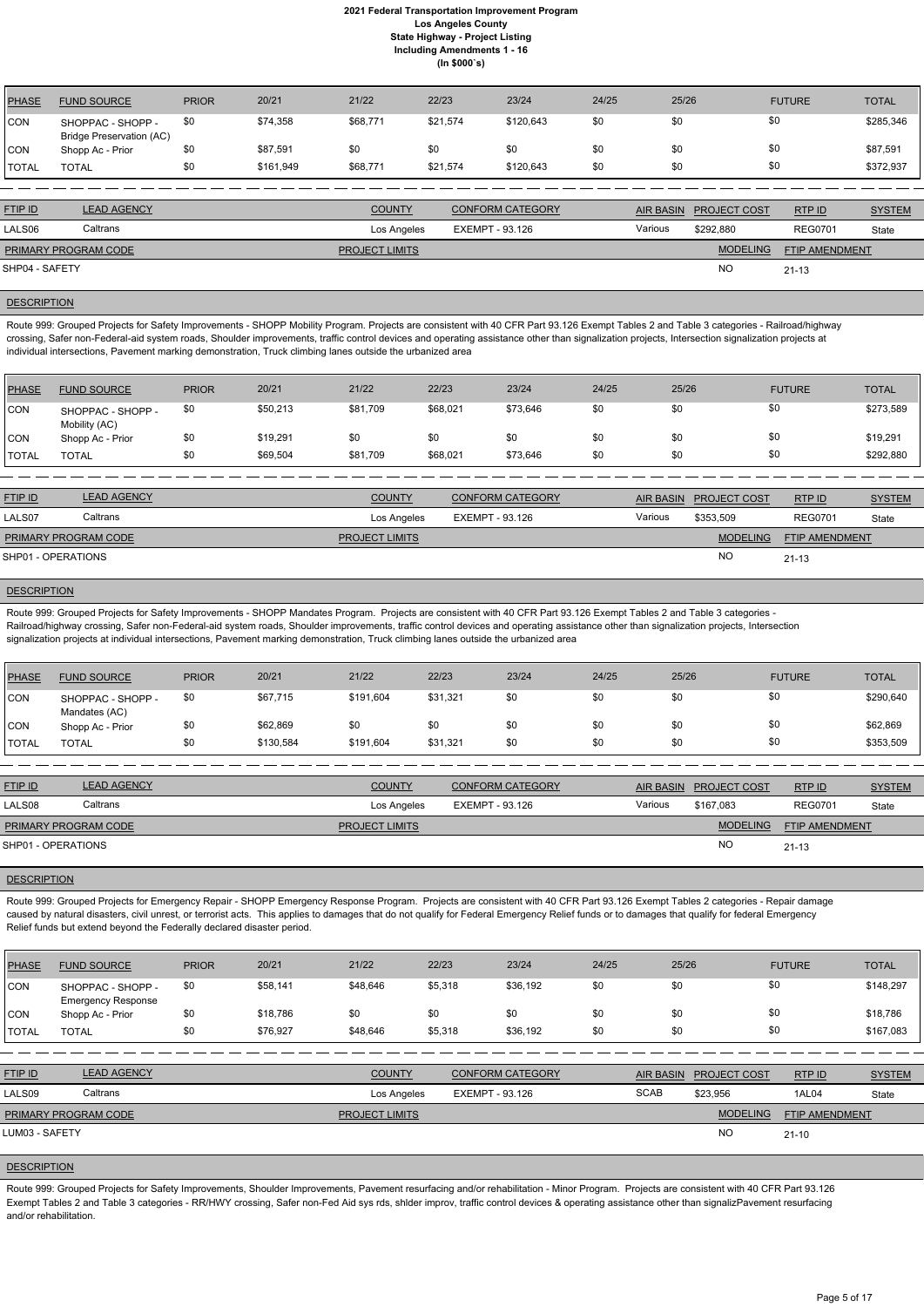# 2021 Federal Transportation Improvement Program
## Los Angeles County
## State Highway - Project Listing
## Including Amendments 1 - 16
## (In $000`s)

| PHASE | FUND SOURCE | PRIOR | 20/21 | 21/22 | 22/23 | 23/24 | 24/25 | 25/26 | FUTURE | TOTAL |
|---|---|---|---|---|---|---|---|---|---|---|
| CON | SHOPPAC - SHOPP - Bridge Preservation (AC) | $0 | $74,358 | $68,771 | $21,574 | $120,643 | $0 | $0 | $0 | $285,346 |
| CON | Shopp Ac - Prior | $0 | $87,591 | $0 | $0 | $0 | $0 | $0 | $0 | $87,591 |
| TOTAL | TOTAL | $0 | $161,949 | $68,771 | $21,574 | $120,643 | $0 | $0 | $0 | $372,937 |

| FTIP ID | LEAD AGENCY | COUNTY | CONFORM CATEGORY | AIR BASIN | PROJECT COST | RTP ID | SYSTEM |
|---|---|---|---|---|---|---|---|
| LALS06 | Caltrans | Los Angeles | EXEMPT - 93.126 | Various | $292,880 | REG0701 | State |

| PRIMARY PROGRAM CODE | PROJECT LIMITS | MODELING | FTIP AMENDMENT |
|---|---|---|---|
| SHP04 - SAFETY | | NO | 21-13 |

**DESCRIPTION**

Route 999: Grouped Projects for Safety Improvements - SHOPP Mobility Program. Projects are consistent with 40 CFR Part 93.126 Exempt Tables 2 and Table 3 categories - Railroad/highway crossing, Safer non-Federal-aid system roads, Shoulder improvements, traffic control devices and operating assistance other than signalization projects, Intersection signalization projects at individual intersections, Pavement marking demonstration, Truck climbing lanes outside the urbanized area

| PHASE | FUND SOURCE | PRIOR | 20/21 | 21/22 | 22/23 | 23/24 | 24/25 | 25/26 | FUTURE | TOTAL |
|---|---|---|---|---|---|---|---|---|---|---|
| CON | SHOPPAC - SHOPP - Mobility (AC) | $0 | $50,213 | $81,709 | $68,021 | $73,646 | $0 | $0 | $0 | $273,589 |
| CON | Shopp Ac - Prior | $0 | $19,291 | $0 | $0 | $0 | $0 | $0 | $0 | $19,291 |
| TOTAL | TOTAL | $0 | $69,504 | $81,709 | $68,021 | $73,646 | $0 | $0 | $0 | $292,880 |

| FTIP ID | LEAD AGENCY | COUNTY | CONFORM CATEGORY | AIR BASIN | PROJECT COST | RTP ID | SYSTEM |
|---|---|---|---|---|---|---|---|
| LALS07 | Caltrans | Los Angeles | EXEMPT - 93.126 | Various | $353,509 | REG0701 | State |

| PRIMARY PROGRAM CODE | PROJECT LIMITS | MODELING | FTIP AMENDMENT |
|---|---|---|---|
| SHP01 - OPERATIONS | | NO | 21-13 |

**DESCRIPTION**

Route 999: Grouped Projects for Safety Improvements - SHOPP Mandates Program. Projects are consistent with 40 CFR Part 93.126 Exempt Tables 2 and Table 3 categories - Railroad/highway crossing, Safer non-Federal-aid system roads, Shoulder improvements, traffic control devices and operating assistance other than signalization projects, Intersection signalization projects at individual intersections, Pavement marking demonstration, Truck climbing lanes outside the urbanized area

| PHASE | FUND SOURCE | PRIOR | 20/21 | 21/22 | 22/23 | 23/24 | 24/25 | 25/26 | FUTURE | TOTAL |
|---|---|---|---|---|---|---|---|---|---|---|
| CON | SHOPPAC - SHOPP - Mandates (AC) | $0 | $67,715 | $191,604 | $31,321 | $0 | $0 | $0 | $0 | $290,640 |
| CON | Shopp Ac - Prior | $0 | $62,869 | $0 | $0 | $0 | $0 | $0 | $0 | $62,869 |
| TOTAL | TOTAL | $0 | $130,584 | $191,604 | $31,321 | $0 | $0 | $0 | $0 | $353,509 |

| FTIP ID | LEAD AGENCY | COUNTY | CONFORM CATEGORY | AIR BASIN | PROJECT COST | RTP ID | SYSTEM |
|---|---|---|---|---|---|---|---|
| LALS08 | Caltrans | Los Angeles | EXEMPT - 93.126 | Various | $167,083 | REG0701 | State |

| PRIMARY PROGRAM CODE | PROJECT LIMITS | MODELING | FTIP AMENDMENT |
|---|---|---|---|
| SHP01 - OPERATIONS | | NO | 21-13 |

**DESCRIPTION**

Route 999: Grouped Projects for Emergency Repair - SHOPP Emergency Response Program. Projects are consistent with 40 CFR Part 93.126 Exempt Tables 2 categories - Repair damage caused by natural disasters, civil unrest, or terrorist acts. This applies to damages that do not qualify for Federal Emergency Relief funds or to damages that qualify for federal Emergency Relief funds but extend beyond the Federally declared disaster period.

| PHASE | FUND SOURCE | PRIOR | 20/21 | 21/22 | 22/23 | 23/24 | 24/25 | 25/26 | FUTURE | TOTAL |
|---|---|---|---|---|---|---|---|---|---|---|
| CON | SHOPPAC - SHOPP - Emergency Response | $0 | $58,141 | $48,646 | $5,318 | $36,192 | $0 | $0 | $0 | $148,297 |
| CON | Shopp Ac - Prior | $0 | $18,786 | $0 | $0 | $0 | $0 | $0 | $0 | $18,786 |
| TOTAL | TOTAL | $0 | $76,927 | $48,646 | $5,318 | $36,192 | $0 | $0 | $0 | $167,083 |

| FTIP ID | LEAD AGENCY | COUNTY | CONFORM CATEGORY | AIR BASIN | PROJECT COST | RTP ID | SYSTEM |
|---|---|---|---|---|---|---|---|
| LALS09 | Caltrans | Los Angeles | EXEMPT - 93.126 | SCAB | $23,956 | 1AL04 | State |

| PRIMARY PROGRAM CODE | PROJECT LIMITS | MODELING | FTIP AMENDMENT |
|---|---|---|---|
| LUM03 - SAFETY | | NO | 21-10 |

**DESCRIPTION**

Route 999: Grouped Projects for Safety Improvements, Shoulder Improvements, Pavement resurfacing and/or rehabilitation - Minor Program. Projects are consistent with 40 CFR Part 93.126 Exempt Tables 2 and Table 3 categories - RR/HWY crossing, Safer non-Fed Aid sys rds, shlder improv, traffic control devices & operating assistance other than signalizPavement resurfacing and/or rehabilitation.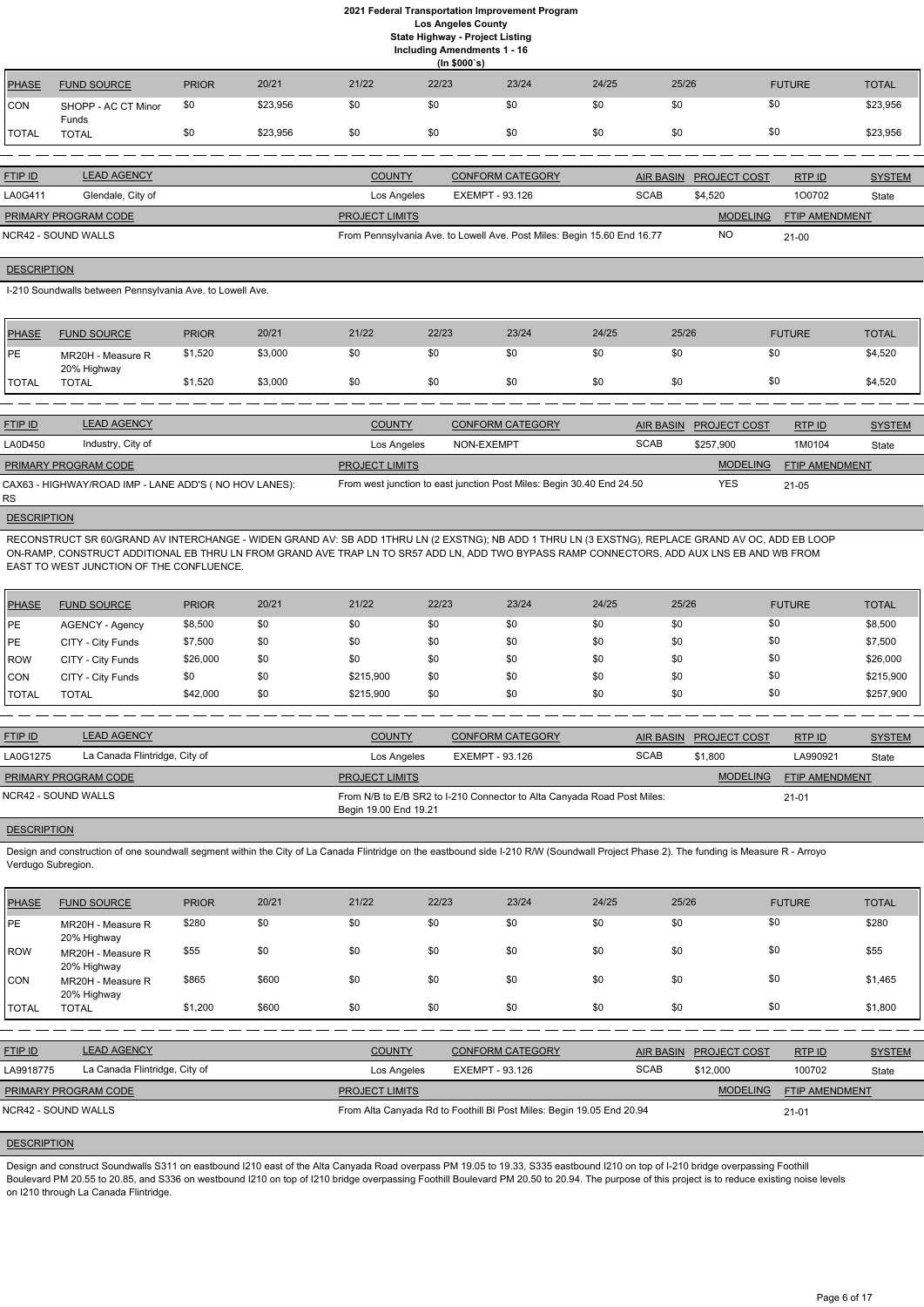# 2021 Federal Transportation Improvement Program
## Los Angeles County
## State Highway - Project Listing
## Including Amendments 1 - 16
## (In $000`s)

| PHASE | FUND SOURCE | PRIOR | 20/21 | 21/22 | 22/23 | 23/24 | 24/25 | 25/26 | FUTURE | TOTAL |
|---|---|---|---|---|---|---|---|---|---|---|
| CON | SHOPP - AC CT Minor Funds | $0 | $23,956 | $0 | $0 | $0 | $0 | $0 | $0 | $23,956 |
| TOTAL | TOTAL | $0 | $23,956 | $0 | $0 | $0 | $0 | $0 | $0 | $23,956 |

| FTIP ID | LEAD AGENCY | COUNTY | CONFORM CATEGORY | AIR BASIN | PROJECT COST | RTP ID | SYSTEM |
|---|---|---|---|---|---|---|---|
| LA0G411 | Glendale, City of | Los Angeles | EXEMPT - 93.126 | SCAB | $4,520 | 1O0702 | State |

| PRIMARY PROGRAM CODE | PROJECT LIMITS | MODELING | FTIP AMENDMENT |
|---|---|---|---|
| NCR42 - SOUND WALLS | From Pennsylvania Ave. to Lowell Ave. Post Miles: Begin 15.60 End 16.77 | NO | 21-00 |

**DESCRIPTION**

I-210 Soundwalls between Pennsylvania Ave. to Lowell Ave.

| PHASE | FUND SOURCE | PRIOR | 20/21 | 21/22 | 22/23 | 23/24 | 24/25 | 25/26 | FUTURE | TOTAL |
|---|---|---|---|---|---|---|---|---|---|---|
| PE | MR20H - Measure R 20% Highway | $1,520 | $3,000 | $0 | $0 | $0 | $0 | $0 | $0 | $4,520 |
| TOTAL | TOTAL | $1,520 | $3,000 | $0 | $0 | $0 | $0 | $0 | $0 | $4,520 |

| FTIP ID | LEAD AGENCY | COUNTY | CONFORM CATEGORY | AIR BASIN | PROJECT COST | RTP ID | SYSTEM |
|---|---|---|---|---|---|---|---|
| LA0D450 | Industry, City of | Los Angeles | NON-EXEMPT | SCAB | $257,900 | 1M0104 | State |

| PRIMARY PROGRAM CODE | PROJECT LIMITS | MODELING | FTIP AMENDMENT |
|---|---|---|---|
| CAX63 - HIGHWAY/ROAD IMP - LANE ADD'S ( NO HOV LANES): RS | From west junction to east junction Post Miles: Begin 30.40 End 24.50 | YES | 21-05 |

**DESCRIPTION**

RECONSTRUCT SR 60/GRAND AV INTERCHANGE - WIDEN GRAND AV: SB ADD 1THRU LN (2 EXSTNG); NB ADD 1 THRU LN (3 EXSTNG), REPLACE GRAND AV OC, ADD EB LOOP ON-RAMP, CONSTRUCT ADDITIONAL EB THRU LN FROM GRAND AVE TRAP LN TO SR57 ADD LN, ADD TWO BYPASS RAMP CONNECTORS, ADD AUX LNS EB AND WB FROM EAST TO WEST JUNCTION OF THE CONFLUENCE.

| PHASE | FUND SOURCE | PRIOR | 20/21 | 21/22 | 22/23 | 23/24 | 24/25 | 25/26 | FUTURE | TOTAL |
|---|---|---|---|---|---|---|---|---|---|---|
| PE | AGENCY - Agency | $8,500 | $0 | $0 | $0 | $0 | $0 | $0 | $0 | $8,500 |
| PE | CITY - City Funds | $7,500 | $0 | $0 | $0 | $0 | $0 | $0 | $0 | $7,500 |
| ROW | CITY - City Funds | $26,000 | $0 | $0 | $0 | $0 | $0 | $0 | $0 | $26,000 |
| CON | CITY - City Funds | $0 | $0 | $215,900 | $0 | $0 | $0 | $0 | $0 | $215,900 |
| TOTAL | TOTAL | $42,000 | $0 | $215,900 | $0 | $0 | $0 | $0 | $0 | $257,900 |

| FTIP ID | LEAD AGENCY | COUNTY | CONFORM CATEGORY | AIR BASIN | PROJECT COST | RTP ID | SYSTEM |
|---|---|---|---|---|---|---|---|
| LA0G1275 | La Canada Flintridge, City of | Los Angeles | EXEMPT - 93.126 | SCAB | $1,800 | LA990921 | State |

| PRIMARY PROGRAM CODE | PROJECT LIMITS | MODELING | FTIP AMENDMENT |
|---|---|---|---|
| NCR42 - SOUND WALLS | From N/B to E/B SR2 to I-210 Connector to Alta Canyada Road Post Miles: Begin 19.00 End 19.21 | | 21-01 |

**DESCRIPTION**

Design and construction of one soundwall segment within the City of La Canada Flintridge on the eastbound side I-210 R/W (Soundwall Project Phase 2). The funding is Measure R - Arroyo Verdugo Subregion.

| PHASE | FUND SOURCE | PRIOR | 20/21 | 21/22 | 22/23 | 23/24 | 24/25 | 25/26 | FUTURE | TOTAL |
|---|---|---|---|---|---|---|---|---|---|---|
| PE | MR20H - Measure R 20% Highway | $280 | $0 | $0 | $0 | $0 | $0 | $0 | $0 | $280 |
| ROW | MR20H - Measure R 20% Highway | $55 | $0 | $0 | $0 | $0 | $0 | $0 | $0 | $55 |
| CON | MR20H - Measure R 20% Highway | $865 | $600 | $0 | $0 | $0 | $0 | $0 | $0 | $1,465 |
| TOTAL | TOTAL | $1,200 | $600 | $0 | $0 | $0 | $0 | $0 | $0 | $1,800 |

| FTIP ID | LEAD AGENCY | COUNTY | CONFORM CATEGORY | AIR BASIN | PROJECT COST | RTP ID | SYSTEM |
|---|---|---|---|---|---|---|---|
| LA9918775 | La Canada Flintridge, City of | Los Angeles | EXEMPT - 93.126 | SCAB | $12,000 | 100702 | State |

| PRIMARY PROGRAM CODE | PROJECT LIMITS | MODELING | FTIP AMENDMENT |
|---|---|---|---|
| NCR42 - SOUND WALLS | From Alta Canyada Rd to Foothill Bl Post Miles: Begin 19.05 End 20.94 | | 21-01 |

**DESCRIPTION**

Design and construct Soundwalls S311 on eastbound I210 east of the Alta Canyada Road overpass PM 19.05 to 19.33, S335 eastbound I210 on top of I-210 bridge overpassing Foothill Boulevard PM 20.55 to 20.85, and S336 on westbound I210 on top of I210 bridge overpassing Foothill Boulevard PM 20.50 to 20.94. The purpose of this project is to reduce existing noise levels on I210 through La Canada Flintridge.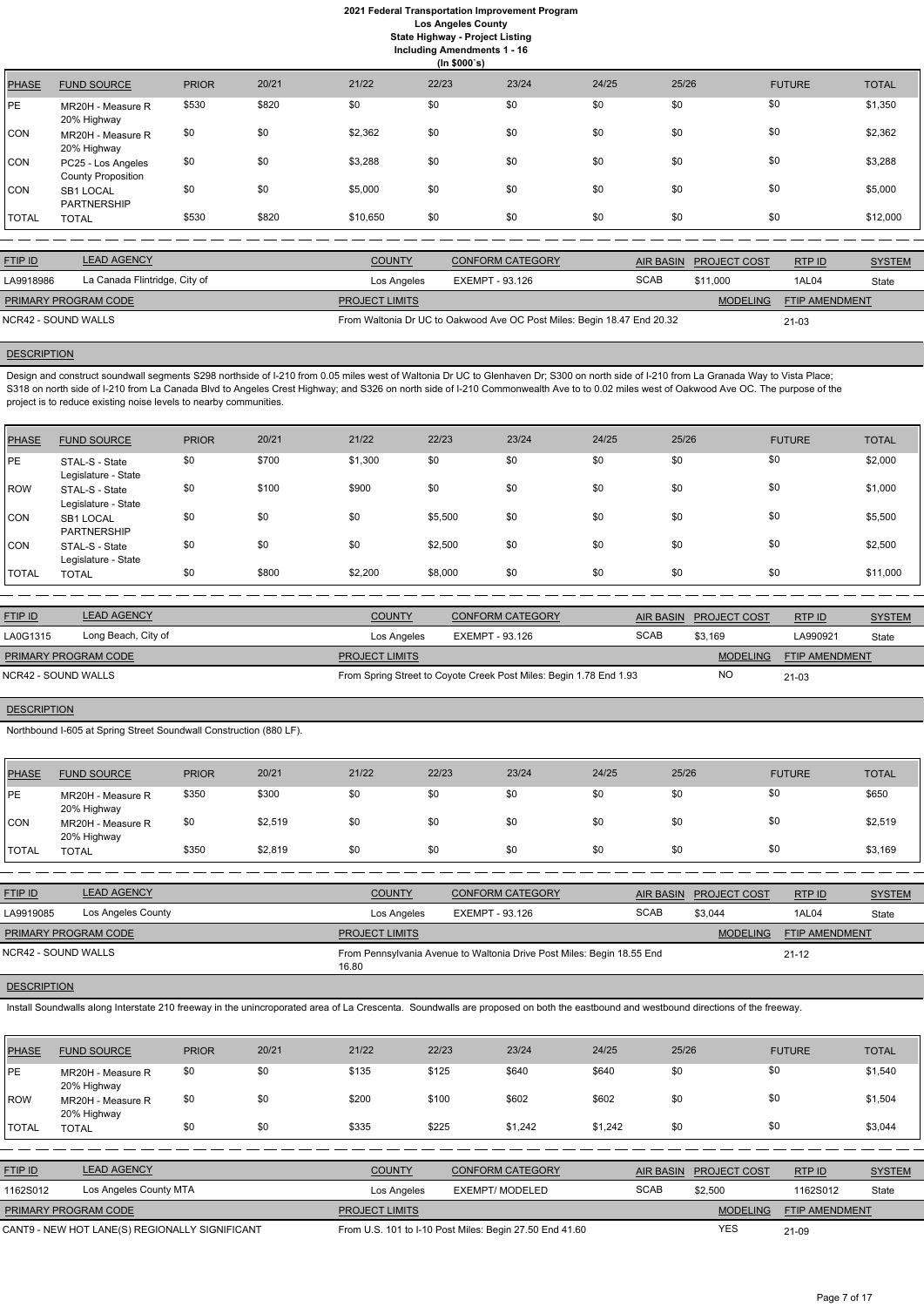# 2021 Federal Transportation Improvement Program
## Los Angeles County
### State Highway - Project Listing
### Including Amendments 1 - 16
### (In $000`s)

| PHASE | FUND SOURCE | PRIOR | 20/21 | 21/22 | 22/23 | 23/24 | 24/25 | 25/26 | FUTURE | TOTAL |
|---|---|---|---|---|---|---|---|---|---|---|
| PE | MR20H - Measure R 20% Highway | $530 | $820 | $0 | $0 | $0 | $0 | $0 | $0 | $1,350 |
| CON | MR20H - Measure R 20% Highway | $0 | $0 | $2,362 | $0 | $0 | $0 | $0 | $0 | $2,362 |
| CON | PC25 - Los Angeles County Proposition | $0 | $0 | $3,288 | $0 | $0 | $0 | $0 | $0 | $3,288 |
| CON | SB1 LOCAL PARTNERSHIP | $0 | $0 | $5,000 | $0 | $0 | $0 | $0 | $0 | $5,000 |
| TOTAL | TOTAL | $530 | $820 | $10,650 | $0 | $0 | $0 | $0 | $0 | $12,000 |

| FTIP ID | LEAD AGENCY | COUNTY | CONFORM CATEGORY | AIR BASIN | PROJECT COST | RTP ID | SYSTEM |
|---|---|---|---|---|---|---|---|
| LA9918986 | La Canada Flintridge, City of | Los Angeles | EXEMPT - 93.126 | SCAB | $11,000 | 1AL04 | State |

| PRIMARY PROGRAM CODE | PROJECT LIMITS | MODELING | FTIP AMENDMENT |
|---|---|---|---|
| NCR42 - SOUND WALLS | From Waltonia Dr UC to Oakwood Ave OC Post Miles: Begin 18.47 End 20.32 | | 21-03 |

**DESCRIPTION**

Design and construct soundwall segments S298 northside of I-210 from 0.05 miles west of Waltonia Dr UC to Glenhaven Dr; S300 on north side of I-210 from La Granada Way to Vista Place; S318 on north side of I-210 from La Canada Blvd to Angeles Crest Highway; and S326 on north side of I-210 Commonwealth Ave to to 0.02 miles west of Oakwood Ave OC. The purpose of the project is to reduce existing noise levels to nearby communities.

| PHASE | FUND SOURCE | PRIOR | 20/21 | 21/22 | 22/23 | 23/24 | 24/25 | 25/26 | FUTURE | TOTAL |
|---|---|---|---|---|---|---|---|---|---|---|
| PE | STAL-S - State Legislature - State | $0 | $700 | $1,300 | $0 | $0 | $0 | $0 | $0 | $2,000 |
| ROW | STAL-S - State Legislature - State | $0 | $100 | $900 | $0 | $0 | $0 | $0 | $0 | $1,000 |
| CON | SB1 LOCAL PARTNERSHIP | $0 | $0 | $0 | $5,500 | $0 | $0 | $0 | $0 | $5,500 |
| CON | STAL-S - State Legislature - State | $0 | $0 | $0 | $2,500 | $0 | $0 | $0 | $0 | $2,500 |
| TOTAL | TOTAL | $0 | $800 | $2,200 | $8,000 | $0 | $0 | $0 | $0 | $11,000 |

| FTIP ID | LEAD AGENCY | COUNTY | CONFORM CATEGORY | AIR BASIN | PROJECT COST | RTP ID | SYSTEM |
|---|---|---|---|---|---|---|---|
| LA0G1315 | Long Beach, City of | Los Angeles | EXEMPT - 93.126 | SCAB | $3,169 | LA990921 | State |

| PRIMARY PROGRAM CODE | PROJECT LIMITS | MODELING | FTIP AMENDMENT |
|---|---|---|---|
| NCR42 - SOUND WALLS | From Spring Street to Coyote Creek Post Miles: Begin 1.78 End 1.93 | NO | 21-03 |

**DESCRIPTION**

Northbound I-605 at Spring Street Soundwall Construction (880 LF).

| PHASE | FUND SOURCE | PRIOR | 20/21 | 21/22 | 22/23 | 23/24 | 24/25 | 25/26 | FUTURE | TOTAL |
|---|---|---|---|---|---|---|---|---|---|---|
| PE | MR20H - Measure R 20% Highway | $350 | $300 | $0 | $0 | $0 | $0 | $0 | $0 | $650 |
| CON | MR20H - Measure R 20% Highway | $0 | $2,519 | $0 | $0 | $0 | $0 | $0 | $0 | $2,519 |
| TOTAL | TOTAL | $350 | $2,819 | $0 | $0 | $0 | $0 | $0 | $0 | $3,169 |

| FTIP ID | LEAD AGENCY | COUNTY | CONFORM CATEGORY | AIR BASIN | PROJECT COST | RTP ID | SYSTEM |
|---|---|---|---|---|---|---|---|
| LA9919085 | Los Angeles County | Los Angeles | EXEMPT - 93.126 | SCAB | $3,044 | 1AL04 | State |

| PRIMARY PROGRAM CODE | PROJECT LIMITS | MODELING | FTIP AMENDMENT |
|---|---|---|---|
| NCR42 - SOUND WALLS | From Pennsylvania Avenue to Waltonia Drive Post Miles: Begin 18.55 End 16.80 | | 21-12 |

**DESCRIPTION**

Install Soundwalls along Interstate 210 freeway in the unincroporated area of La Crescenta. Soundwalls are proposed on both the eastbound and westbound directions of the freeway.

| PHASE | FUND SOURCE | PRIOR | 20/21 | 21/22 | 22/23 | 23/24 | 24/25 | 25/26 | FUTURE | TOTAL |
|---|---|---|---|---|---|---|---|---|---|---|
| PE | MR20H - Measure R 20% Highway | $0 | $0 | $135 | $125 | $640 | $640 | $0 | $0 | $1,540 |
| ROW | MR20H - Measure R 20% Highway | $0 | $0 | $200 | $100 | $602 | $602 | $0 | $0 | $1,504 |
| TOTAL | TOTAL | $0 | $0 | $335 | $225 | $1,242 | $1,242 | $0 | $0 | $3,044 |

| FTIP ID | LEAD AGENCY | COUNTY | CONFORM CATEGORY | AIR BASIN | PROJECT COST | RTP ID | SYSTEM |
|---|---|---|---|---|---|---|---|
| 1162S012 | Los Angeles County MTA | Los Angeles | EXEMPT/ MODELED | SCAB | $2,500 | 1162S012 | State |

| PRIMARY PROGRAM CODE | PROJECT LIMITS | MODELING | FTIP AMENDMENT |
|---|---|---|---|
| CANT9 - NEW HOT LANE(S) REGIONALLY SIGNIFICANT | From U.S. 101 to I-10 Post Miles: Begin 27.50 End 41.60 | YES | 21-09 |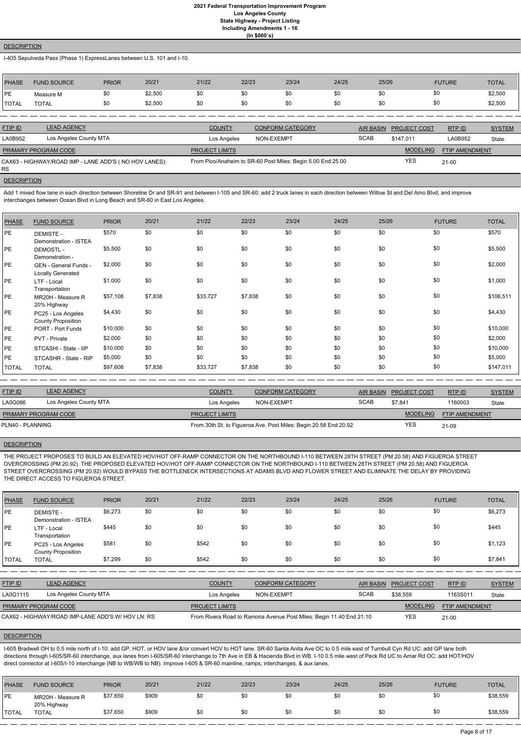# 2021 Federal Transportation Improvement Program
## Los Angeles County
## State Highway - Project Listing
## Including Amendments 1 - 16
## (In $000`s)

**DESCRIPTION**

I-405 Sepulveda Pass (Phase 1) ExpressLanes between U.S. 101 and I-10.

| PHASE | FUND SOURCE | PRIOR | 20/21 | 21/22 | 22/23 | 23/24 | 24/25 | 25/26 | FUTURE | TOTAL |
|---|---|---|---|---|---|---|---|---|---|---|
| PE | Measure M | $0 | $2,500 | $0 | $0 | $0 | $0 | $0 | $0 | $2,500 |
| TOTAL | TOTAL | $0 | $2,500 | $0 | $0 | $0 | $0 | $0 | $0 | $2,500 |

| FTIP ID | LEAD AGENCY | COUNTY | CONFORM CATEGORY | AIR BASIN | PROJECT COST | RTP ID | SYSTEM |
|---|---|---|---|---|---|---|---|
| LA0B952 | Los Angeles County MTA | Los Angeles | NON-EXEMPT | SCAB | $147,011 | LA0B952 | State |

| PRIMARY PROGRAM CODE | PROJECT LIMITS | MODELING | FTIP AMENDMENT |
|---|---|---|---|
| CAX63 - HIGHWAY/ROAD IMP - LANE ADD'S ( NO HOV LANES): RS | From Pico/Anaheim to SR-60 Post Miles: Begin 5.00 End 25.00 | YES | 21-00 |

**DESCRIPTION**

Add 1 mixed flow lane in each direction between Shoreline Dr and SR-91 and between I-105 and SR-60; add 2 truck lanes in each direction between Willow St and Del Amo Blvd; and improve interchanges between Ocean Blvd in Long Beach and SR-60 in East Los Angeles.

| PHASE | FUND SOURCE | PRIOR | 20/21 | 21/22 | 22/23 | 23/24 | 24/25 | 25/26 | FUTURE | TOTAL |
|---|---|---|---|---|---|---|---|---|---|---|
| PE | DEMISTE - Demonstration - ISTEA | $570 | $0 | $0 | $0 | $0 | $0 | $0 | $0 | $570 |
| PE | DEMOSTL - Demonstration - | $5,500 | $0 | $0 | $0 | $0 | $0 | $0 | $0 | $5,500 |
| PE | GEN - General Funds - Locally Generated | $2,000 | $0 | $0 | $0 | $0 | $0 | $0 | $0 | $2,000 |
| PE | LTF - Local Transportation | $1,000 | $0 | $0 | $0 | $0 | $0 | $0 | $0 | $1,000 |
| PE | MR20H - Measure R 20% Highway | $57,108 | $7,838 | $33,727 | $7,838 | $0 | $0 | $0 | $0 | $106,511 |
| PE | PC25 - Los Angeles County Proposition | $4,430 | $0 | $0 | $0 | $0 | $0 | $0 | $0 | $4,430 |
| PE | PORT - Port Funds | $10,000 | $0 | $0 | $0 | $0 | $0 | $0 | $0 | $10,000 |
| PE | PVT - Private | $2,000 | $0 | $0 | $0 | $0 | $0 | $0 | $0 | $2,000 |
| PE | STCASHI - State - IIP | $10,000 | $0 | $0 | $0 | $0 | $0 | $0 | $0 | $10,000 |
| PE | STCASHR - State - RIP | $5,000 | $0 | $0 | $0 | $0 | $0 | $0 | $0 | $5,000 |
| TOTAL | TOTAL | $97,608 | $7,838 | $33,727 | $7,838 | $0 | $0 | $0 | $0 | $147,011 |

| FTIP ID | LEAD AGENCY | COUNTY | CONFORM CATEGORY | AIR BASIN | PROJECT COST | RTP ID | SYSTEM |
|---|---|---|---|---|---|---|---|
| LA0G086 | Los Angeles County MTA | Los Angeles | NON-EXEMPT | SCAB | $7,841 | 1160003 | State |

| PRIMARY PROGRAM CODE | PROJECT LIMITS | MODELING | FTIP AMENDMENT |
|---|---|---|---|
| PLN40 - PLANNING | From 30th St. to Figueroa Ave. Post Miles: Begin 20.58 End 20.92 | YES | 21-09 |

**DESCRIPTION**

THE PROJECT PROPOSES TO BUILD AN ELEVATED HOV/HOT OFF-RAMP CONNECTOR ON THE NORTHBOUND I-110 BETWEEN 28TH STREET (PM 20.58) AND FIGUEROA STREET OVERCROSSING (PM 20.92). THE PROPOSED ELEVATED HOV/HOT OFF-RAMP CONNECTOR ON THE NORTHBOUND I-110 BETWEEN 28TH STREET (PM 20.58) AND FIGUEROA STREET OVERCROSSING (PM 20.92) WOULD BYPASS THE BOTTLENECK INTERSECTIONS AT ADAMS BLVD AND FLOWER STREET AND ELIMINATE THE DELAY BY PROVIDING THE DIRECT ACCESS TO FIGUEROA STREET.

| PHASE | FUND SOURCE | PRIOR | 20/21 | 21/22 | 22/23 | 23/24 | 24/25 | 25/26 | FUTURE | TOTAL |
|---|---|---|---|---|---|---|---|---|---|---|
| PE | DEMISTE - Demonstration - ISTEA | $6,273 | $0 | $0 | $0 | $0 | $0 | $0 | $0 | $6,273 |
| PE | LTF - Local Transportation | $445 | $0 | $0 | $0 | $0 | $0 | $0 | $0 | $445 |
| PE | PC25 - Los Angeles County Proposition | $581 | $0 | $542 | $0 | $0 | $0 | $0 | $0 | $1,123 |
| TOTAL | TOTAL | $7,299 | $0 | $542 | $0 | $0 | $0 | $0 | $0 | $7,841 |

| FTIP ID | LEAD AGENCY | COUNTY | CONFORM CATEGORY | AIR BASIN | PROJECT COST | RTP ID | SYSTEM |
|---|---|---|---|---|---|---|---|
| LA0G1115 | Los Angeles County MTA | Los Angeles | NON-EXEMPT | SCAB | $38,559 | 1163S011 | State |

| PRIMARY PROGRAM CODE | PROJECT LIMITS | MODELING | FTIP AMENDMENT |
|---|---|---|---|
| CAX62 - HIGHWAY/ROAD IMP-LANE ADD'S W/ HOV LN: RS | From Rivera Road to Ramona Avenue Post Miles: Begin 11.40 End 21.10 | YES | 21-00 |

**DESCRIPTION**

I-605 Bradwell OH to 0.5 mile north of I-10: add GP, HOT, or HOV lane &/or convert HOV to HOT lane. SR-60 Santa Anita Ave OC to 0.5 mile east of Turnbull Cyn Rd UC: add GP lane both directions through I-605/SR-60 interchange, aux lanes from I-605/SR-60 interchange to 7th Ave in EB & Hacienda Blvd in WB. I-10 0.5 mile west of Peck Rd UC to Amar Rd OC: add HOT/HOV direct connector at I-605/I-10 interchange (NB to WB/WB to NB). Improve I-605 & SR-60 mainline, ramps, interchanges, & aux lanes.

| PHASE | FUND SOURCE | PRIOR | 20/21 | 21/22 | 22/23 | 23/24 | 24/25 | 25/26 | FUTURE | TOTAL |
|---|---|---|---|---|---|---|---|---|---|---|
| PE | MR20H - Measure R 20% Highway | $37,650 | $909 | $0 | $0 | $0 | $0 | $0 | $0 | $38,559 |
| TOTAL | TOTAL | $37,650 | $909 | $0 | $0 | $0 | $0 | $0 | $0 | $38,559 |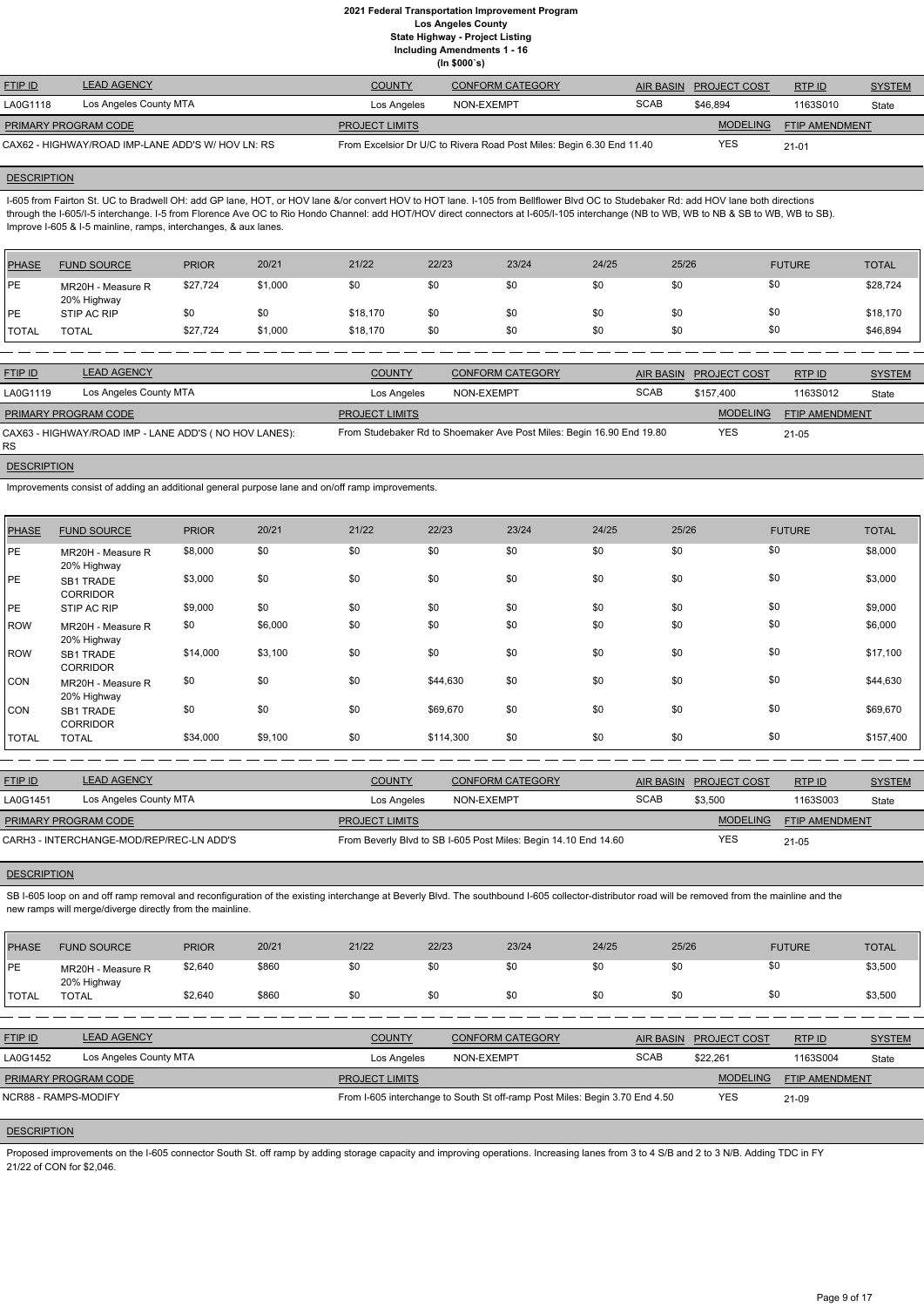# 2021 Federal Transportation Improvement Program
## Los Angeles County
### State Highway - Project Listing
### Including Amendments 1 - 16
### (In $000`s)

| FTIP ID | LEAD AGENCY | COUNTY | CONFORM CATEGORY | AIR BASIN | PROJECT COST | RTP ID | SYSTEM |
|---|---|---|---|---|---|---|---|
| LA0G1118 | Los Angeles County MTA | Los Angeles | NON-EXEMPT | SCAB | $46,894 | 1163S010 | State |

| PRIMARY PROGRAM CODE | PROJECT LIMITS | MODELING | FTIP AMENDMENT |
|---|---|---|---|
| CAX62 - HIGHWAY/ROAD IMP-LANE ADD'S W/ HOV LN: RS | From Excelsior Dr U/C to Rivera Road Post Miles: Begin 6.30 End 11.40 | YES | 21-01 |

**DESCRIPTION**

I-605 from Fairton St. UC to Bradwell OH: add GP lane, HOT, or HOV lane &/or convert HOV to HOT lane. I-105 from Bellflower Blvd OC to Studebaker Rd: add HOV lane both directions through the I-605/I-5 interchange. I-5 from Florence Ave OC to Rio Hondo Channel: add HOT/HOV direct connectors at I-605/I-105 interchange (NB to WB, WB to NB & SB to WB, WB to SB). Improve I-605 & I-5 mainline, ramps, interchanges, & aux lanes.

| PHASE | FUND SOURCE | PRIOR | 20/21 | 21/22 | 22/23 | 23/24 | 24/25 | 25/26 | FUTURE | TOTAL |
|---|---|---|---|---|---|---|---|---|---|---|
| PE | MR20H - Measure R 20% Highway | $27,724 | $1,000 | $0 | $0 | $0 | $0 | $0 | $0 | $28,724 |
| PE | STIP AC RIP | $0 | $0 | $18,170 | $0 | $0 | $0 | $0 | $0 | $18,170 |
| TOTAL | TOTAL | $27,724 | $1,000 | $18,170 | $0 | $0 | $0 | $0 | $0 | $46,894 |

| FTIP ID | LEAD AGENCY | COUNTY | CONFORM CATEGORY | AIR BASIN | PROJECT COST | RTP ID | SYSTEM |
|---|---|---|---|---|---|---|---|
| LA0G1119 | Los Angeles County MTA | Los Angeles | NON-EXEMPT | SCAB | $157,400 | 1163S012 | State |

| PRIMARY PROGRAM CODE | PROJECT LIMITS | MODELING | FTIP AMENDMENT |
|---|---|---|---|
| CAX63 - HIGHWAY/ROAD IMP - LANE ADD'S ( NO HOV LANES): RS | From Studebaker Rd to Shoemaker Ave Post Miles: Begin 16.90 End 19.80 | YES | 21-05 |

**DESCRIPTION**

Improvements consist of adding an additional general purpose lane and on/off ramp improvements.

| PHASE | FUND SOURCE | PRIOR | 20/21 | 21/22 | 22/23 | 23/24 | 24/25 | 25/26 | FUTURE | TOTAL |
|---|---|---|---|---|---|---|---|---|---|---|
| PE | MR20H - Measure R 20% Highway | $8,000 | $0 | $0 | $0 | $0 | $0 | $0 | $0 | $8,000 |
| PE | SB1 TRADE CORRIDOR | $3,000 | $0 | $0 | $0 | $0 | $0 | $0 | $0 | $3,000 |
| PE | STIP AC RIP | $9,000 | $0 | $0 | $0 | $0 | $0 | $0 | $0 | $9,000 |
| ROW | MR20H - Measure R 20% Highway | $0 | $6,000 | $0 | $0 | $0 | $0 | $0 | $0 | $6,000 |
| ROW | SB1 TRADE CORRIDOR | $14,000 | $3,100 | $0 | $0 | $0 | $0 | $0 | $0 | $17,100 |
| CON | MR20H - Measure R 20% Highway | $0 | $0 | $0 | $44,630 | $0 | $0 | $0 | $0 | $44,630 |
| CON | SB1 TRADE CORRIDOR | $0 | $0 | $0 | $69,670 | $0 | $0 | $0 | $0 | $69,670 |
| TOTAL | TOTAL | $34,000 | $9,100 | $0 | $114,300 | $0 | $0 | $0 | $0 | $157,400 |

| FTIP ID | LEAD AGENCY | COUNTY | CONFORM CATEGORY | AIR BASIN | PROJECT COST | RTP ID | SYSTEM |
|---|---|---|---|---|---|---|---|
| LA0G1451 | Los Angeles County MTA | Los Angeles | NON-EXEMPT | SCAB | $3,500 | 1163S003 | State |

| PRIMARY PROGRAM CODE | PROJECT LIMITS | MODELING | FTIP AMENDMENT |
|---|---|---|---|
| CARH3 - INTERCHANGE-MOD/REP/REC-LN ADD'S | From Beverly Blvd to SB I-605 Post Miles: Begin 14.10 End 14.60 | YES | 21-05 |

**DESCRIPTION**

SB I-605 loop on and off ramp removal and reconfiguration of the existing interchange at Beverly Blvd. The southbound I-605 collector-distributor road will be removed from the mainline and the new ramps will merge/diverge directly from the mainline.

| PHASE | FUND SOURCE | PRIOR | 20/21 | 21/22 | 22/23 | 23/24 | 24/25 | 25/26 | FUTURE | TOTAL |
|---|---|---|---|---|---|---|---|---|---|---|
| PE | MR20H - Measure R 20% Highway | $2,640 | $860 | $0 | $0 | $0 | $0 | $0 | $0 | $3,500 |
| TOTAL | TOTAL | $2,640 | $860 | $0 | $0 | $0 | $0 | $0 | $0 | $3,500 |

| FTIP ID | LEAD AGENCY | COUNTY | CONFORM CATEGORY | AIR BASIN | PROJECT COST | RTP ID | SYSTEM |
|---|---|---|---|---|---|---|---|
| LA0G1452 | Los Angeles County MTA | Los Angeles | NON-EXEMPT | SCAB | $22,261 | 1163S004 | State |

| PRIMARY PROGRAM CODE | PROJECT LIMITS | MODELING | FTIP AMENDMENT |
|---|---|---|---|
| NCR88 - RAMPS-MODIFY | From I-605 interchange to South St off-ramp Post Miles: Begin 3.70 End 4.50 | YES | 21-09 |

**DESCRIPTION**

Proposed improvements on the I-605 connector South St. off ramp by adding storage capacity and improving operations. Increasing lanes from 3 to 4 S/B and 2 to 3 N/B. Adding TDC in FY 21/22 of CON for $2,046.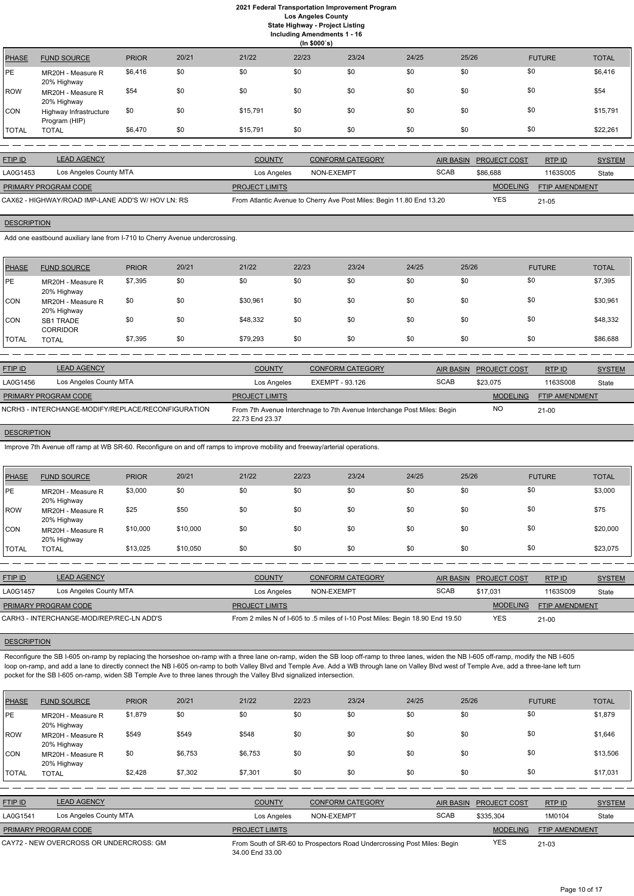# 2021 Federal Transportation Improvement Program
## Los Angeles County
### State Highway - Project Listing
### Including Amendments 1 - 16
### (In $000`s)

| PHASE | FUND SOURCE | PRIOR | 20/21 | 21/22 | 22/23 | 23/24 | 24/25 | 25/26 | FUTURE | TOTAL |
|---|---|---|---|---|---|---|---|---|---|---|
| PE | MR20H - Measure R 20% Highway | $6,416 | $0 | $0 | $0 | $0 | $0 | $0 | $0 | $6,416 |
| ROW | MR20H - Measure R 20% Highway | $54 | $0 | $0 | $0 | $0 | $0 | $0 | $0 | $54 |
| CON | Highway Infrastructure Program (HIP) | $0 | $0 | $15,791 | $0 | $0 | $0 | $0 | $0 | $15,791 |
| TOTAL | TOTAL | $6,470 | $0 | $15,791 | $0 | $0 | $0 | $0 | $0 | $22,261 |

| FTIP ID | LEAD AGENCY | COUNTY | CONFORM CATEGORY | AIR BASIN | PROJECT COST | RTP ID | SYSTEM |
|---|---|---|---|---|---|---|---|
| LA0G1453 | Los Angeles County MTA | Los Angeles | NON-EXEMPT | SCAB | $86,688 | 1163S005 | State |

| PRIMARY PROGRAM CODE | PROJECT LIMITS | MODELING | FTIP AMENDMENT |
|---|---|---|---|
| CAX62 - HIGHWAY/ROAD IMP-LANE ADD'S W/ HOV LN: RS | From Atlantic Avenue to Cherry Ave Post Miles: Begin 11.80 End 13.20 | YES | 21-05 |

**DESCRIPTION**

Add one eastbound auxiliary lane from I-710 to Cherry Avenue undercrossing.

| PHASE | FUND SOURCE | PRIOR | 20/21 | 21/22 | 22/23 | 23/24 | 24/25 | 25/26 | FUTURE | TOTAL |
|---|---|---|---|---|---|---|---|---|---|---|
| PE | MR20H - Measure R 20% Highway | $7,395 | $0 | $0 | $0 | $0 | $0 | $0 | $0 | $7,395 |
| CON | MR20H - Measure R 20% Highway | $0 | $0 | $30,961 | $0 | $0 | $0 | $0 | $0 | $30,961 |
| CON | SB1 TRADE CORRIDOR | $0 | $0 | $48,332 | $0 | $0 | $0 | $0 | $0 | $48,332 |
| TOTAL | TOTAL | $7,395 | $0 | $79,293 | $0 | $0 | $0 | $0 | $0 | $86,688 |

| FTIP ID | LEAD AGENCY | COUNTY | CONFORM CATEGORY | AIR BASIN | PROJECT COST | RTP ID | SYSTEM |
|---|---|---|---|---|---|---|---|
| LA0G1456 | Los Angeles County MTA | Los Angeles | EXEMPT - 93.126 | SCAB | $23,075 | 1163S008 | State |

| PRIMARY PROGRAM CODE | PROJECT LIMITS | MODELING | FTIP AMENDMENT |
|---|---|---|---|
| NCRH3 - INTERCHANGE-MODIFY/REPLACE/RECONFIGURATION | From 7th Avenue Interchnage to 7th Avenue Interchange Post Miles: Begin 22.73 End 23.37 | NO | 21-00 |

**DESCRIPTION**

Improve 7th Avenue off ramp at WB SR-60. Reconfigure on and off ramps to improve mobility and freeway/arterial operations.

| PHASE | FUND SOURCE | PRIOR | 20/21 | 21/22 | 22/23 | 23/24 | 24/25 | 25/26 | FUTURE | TOTAL |
|---|---|---|---|---|---|---|---|---|---|---|
| PE | MR20H - Measure R 20% Highway | $3,000 | $0 | $0 | $0 | $0 | $0 | $0 | $0 | $3,000 |
| ROW | MR20H - Measure R 20% Highway | $25 | $50 | $0 | $0 | $0 | $0 | $0 | $0 | $75 |
| CON | MR20H - Measure R 20% Highway | $10,000 | $10,000 | $0 | $0 | $0 | $0 | $0 | $0 | $20,000 |
| TOTAL | TOTAL | $13,025 | $10,050 | $0 | $0 | $0 | $0 | $0 | $0 | $23,075 |

| FTIP ID | LEAD AGENCY | COUNTY | CONFORM CATEGORY | AIR BASIN | PROJECT COST | RTP ID | SYSTEM |
|---|---|---|---|---|---|---|---|
| LA0G1457 | Los Angeles County MTA | Los Angeles | NON-EXEMPT | SCAB | $17,031 | 1163S009 | State |

| PRIMARY PROGRAM CODE | PROJECT LIMITS | MODELING | FTIP AMENDMENT |
|---|---|---|---|
| CARH3 - INTERCHANGE-MOD/REP/REC-LN ADD'S | From 2 miles N of I-605 to .5 miles of I-10 Post Miles: Begin 18.90 End 19.50 | YES | 21-00 |

**DESCRIPTION**

Reconfigure the SB I-605 on-ramp by replacing the horseshoe on-ramp with a three lane on-ramp, widen the SB loop off-ramp to three lanes, widen the NB I-605 off-ramp, modify the NB I-605 loop on-ramp, and add a lane to directly connect the NB I-605 on-ramp to both Valley Blvd and Temple Ave. Add a WB through lane on Valley Blvd west of Temple Ave, add a three-lane left turn pocket for the SB I-605 on-ramp, widen SB Temple Ave to three lanes through the Valley Blvd signalized intersection.

| PHASE | FUND SOURCE | PRIOR | 20/21 | 21/22 | 22/23 | 23/24 | 24/25 | 25/26 | FUTURE | TOTAL |
|---|---|---|---|---|---|---|---|---|---|---|
| PE | MR20H - Measure R 20% Highway | $1,879 | $0 | $0 | $0 | $0 | $0 | $0 | $0 | $1,879 |
| ROW | MR20H - Measure R 20% Highway | $549 | $549 | $548 | $0 | $0 | $0 | $0 | $0 | $1,646 |
| CON | MR20H - Measure R 20% Highway | $0 | $6,753 | $6,753 | $0 | $0 | $0 | $0 | $0 | $13,506 |
| TOTAL | TOTAL | $2,428 | $7,302 | $7,301 | $0 | $0 | $0 | $0 | $0 | $17,031 |

| FTIP ID | LEAD AGENCY | COUNTY | CONFORM CATEGORY | AIR BASIN | PROJECT COST | RTP ID | SYSTEM |
|---|---|---|---|---|---|---|---|
| LA0G1541 | Los Angeles County MTA | Los Angeles | NON-EXEMPT | SCAB | $335,304 | 1M0104 | State |

| PRIMARY PROGRAM CODE | PROJECT LIMITS | MODELING | FTIP AMENDMENT |
|---|---|---|---|
| CAY72 - NEW OVERCROSS OR UNDERCROSS: GM | From South of SR-60 to Prospectors Road Undercrossing Post Miles: Begin 34.00 End 33.00 | YES | 21-03 |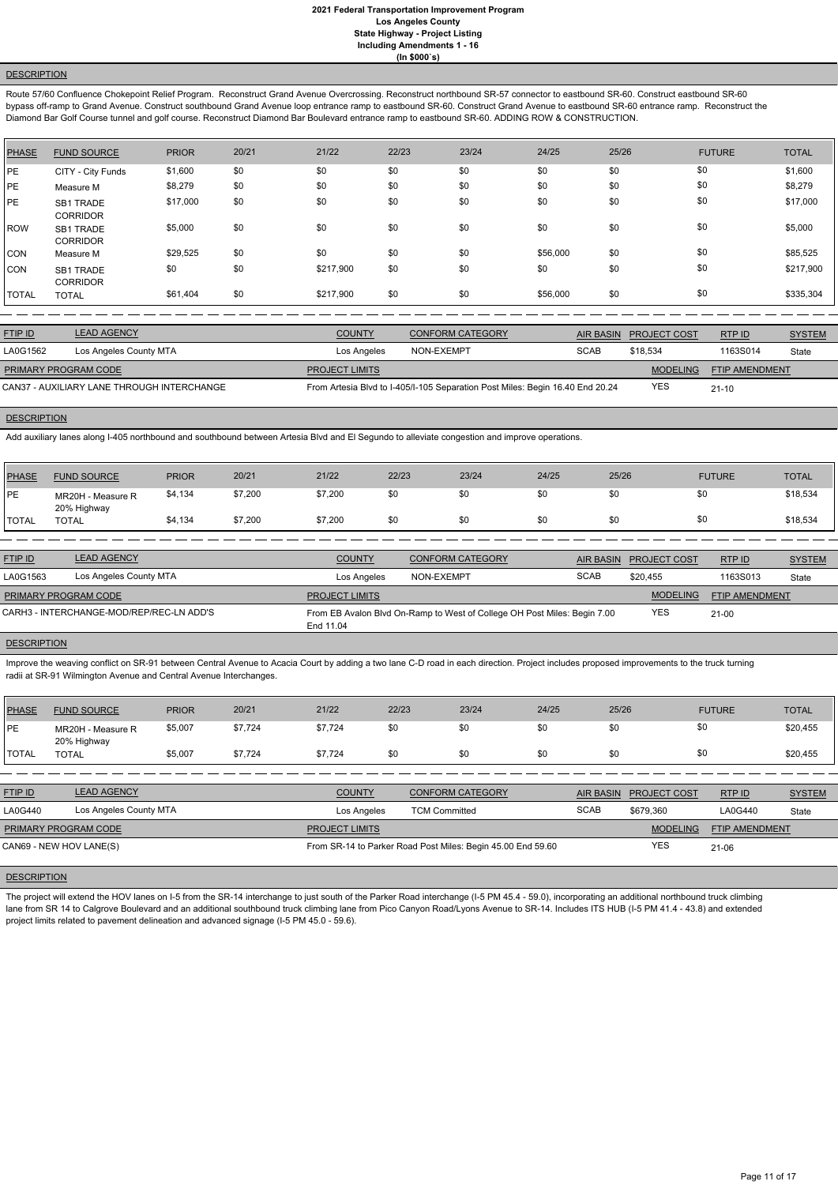## DESCRIPTION

Route 57/60 Confluence Chokepoint Relief Program. Reconstruct Grand Avenue Overcrossing. Reconstruct northbound SR-57 connector to eastbound SR-60. Construct eastbound SR-60 bypass off-ramp to Grand Avenue. Construct southbound Grand Avenue loop entrance ramp to eastbound SR-60. Construct Grand Avenue to eastbound SR-60 entrance ramp. Reconstruct the Diamond Bar Golf Course tunnel and golf course. Reconstruct Diamond Bar Boulevard entrance ramp to eastbound SR-60. ADDING ROW & CONSTRUCTION.

| PHASE | FUND SOURCE | PRIOR | 20/21 | 21/22 | 22/23 | 23/24 | 24/25 | 25/26 | FUTURE | TOTAL |
|---|---|---|---|---|---|---|---|---|---|---|
| PE | CITY - City Funds | $1,600 | $0 | $0 | $0 | $0 | $0 | $0 | $0 | $1,600 |
| PE | Measure M | $8,279 | $0 | $0 | $0 | $0 | $0 | $0 | $0 | $8,279 |
| PE | SB1 TRADE CORRIDOR | $17,000 | $0 | $0 | $0 | $0 | $0 | $0 | $0 | $17,000 |
| ROW | SB1 TRADE CORRIDOR | $5,000 | $0 | $0 | $0 | $0 | $0 | $0 | $0 | $5,000 |
| CON | Measure M | $29,525 | $0 | $0 | $0 | $0 | $56,000 | $0 | $0 | $85,525 |
| CON | SB1 TRADE CORRIDOR | $0 | $0 | $217,900 | $0 | $0 | $0 | $0 | $0 | $217,900 |
| TOTAL | TOTAL | $61,404 | $0 | $217,900 | $0 | $0 | $56,000 | $0 | $0 | $335,304 |

| FTIP ID | LEAD AGENCY | COUNTY | CONFORM CATEGORY | AIR BASIN | PROJECT COST | RTP ID | SYSTEM |
|---|---|---|---|---|---|---|---|
| LA0G1562 | Los Angeles County MTA | Los Angeles | NON-EXEMPT | SCAB | $18,534 | 1163S014 | State |

| PRIMARY PROGRAM CODE | PROJECT LIMITS | MODELING | FTIP AMENDMENT |
|---|---|---|---|
| CAN37 - AUXILIARY LANE THROUGH INTERCHANGE | From Artesia Blvd to I-405/I-105 Separation Post Miles: Begin 16.40 End 20.24 | YES | 21-10 |

## DESCRIPTION

Add auxiliary lanes along I-405 northbound and southbound between Artesia Blvd and El Segundo to alleviate congestion and improve operations.

| PHASE | FUND SOURCE | PRIOR | 20/21 | 21/22 | 22/23 | 23/24 | 24/25 | 25/26 | FUTURE | TOTAL |
|---|---|---|---|---|---|---|---|---|---|---|
| PE | MR20H - Measure R 20% Highway | $4,134 | $7,200 | $7,200 | $0 | $0 | $0 | $0 | $0 | $18,534 |
| TOTAL | TOTAL | $4,134 | $7,200 | $7,200 | $0 | $0 | $0 | $0 | $0 | $18,534 |

| FTIP ID | LEAD AGENCY | COUNTY | CONFORM CATEGORY | AIR BASIN | PROJECT COST | RTP ID | SYSTEM |
|---|---|---|---|---|---|---|---|
| LA0G1563 | Los Angeles County MTA | Los Angeles | NON-EXEMPT | SCAB | $20,455 | 1163S013 | State |

| PRIMARY PROGRAM CODE | PROJECT LIMITS | MODELING | FTIP AMENDMENT |
|---|---|---|---|
| CARH3 - INTERCHANGE-MOD/REP/REC-LN ADD'S | From EB Avalon Blvd On-Ramp to West of College OH Post Miles: Begin 7.00 End 11.04 | YES | 21-00 |

## DESCRIPTION

Improve the weaving conflict on SR-91 between Central Avenue to Acacia Court by adding a two lane C-D road in each direction. Project includes proposed improvements to the truck turning radii at SR-91 Wilmington Avenue and Central Avenue Interchanges.

| PHASE | FUND SOURCE | PRIOR | 20/21 | 21/22 | 22/23 | 23/24 | 24/25 | 25/26 | FUTURE | TOTAL |
|---|---|---|---|---|---|---|---|---|---|---|
| PE | MR20H - Measure R 20% Highway | $5,007 | $7,724 | $7,724 | $0 | $0 | $0 | $0 | $0 | $20,455 |
| TOTAL | TOTAL | $5,007 | $7,724 | $7,724 | $0 | $0 | $0 | $0 | $0 | $20,455 |

| FTIP ID | LEAD AGENCY | COUNTY | CONFORM CATEGORY | AIR BASIN | PROJECT COST | RTP ID | SYSTEM |
|---|---|---|---|---|---|---|---|
| LA0G440 | Los Angeles County MTA | Los Angeles | TCM Committed | SCAB | $679,360 | LA0G440 | State |

| PRIMARY PROGRAM CODE | PROJECT LIMITS | MODELING | FTIP AMENDMENT |
|---|---|---|---|
| CAN69 - NEW HOV LANE(S) | From SR-14 to Parker Road Post Miles: Begin 45.00 End 59.60 | YES | 21-06 |

## DESCRIPTION

The project will extend the HOV lanes on I-5 from the SR-14 interchange to just south of the Parker Road interchange (I-5 PM 45.4 - 59.0), incorporating an additional northbound truck climbing lane from SR 14 to Calgrove Boulevard and an additional southbound truck climbing lane from Pico Canyon Road/Lyons Avenue to SR-14. Includes ITS HUB (I-5 PM 41.4 - 43.8) and extended project limits related to pavement delineation and advanced signage (I-5 PM 45.0 - 59.6).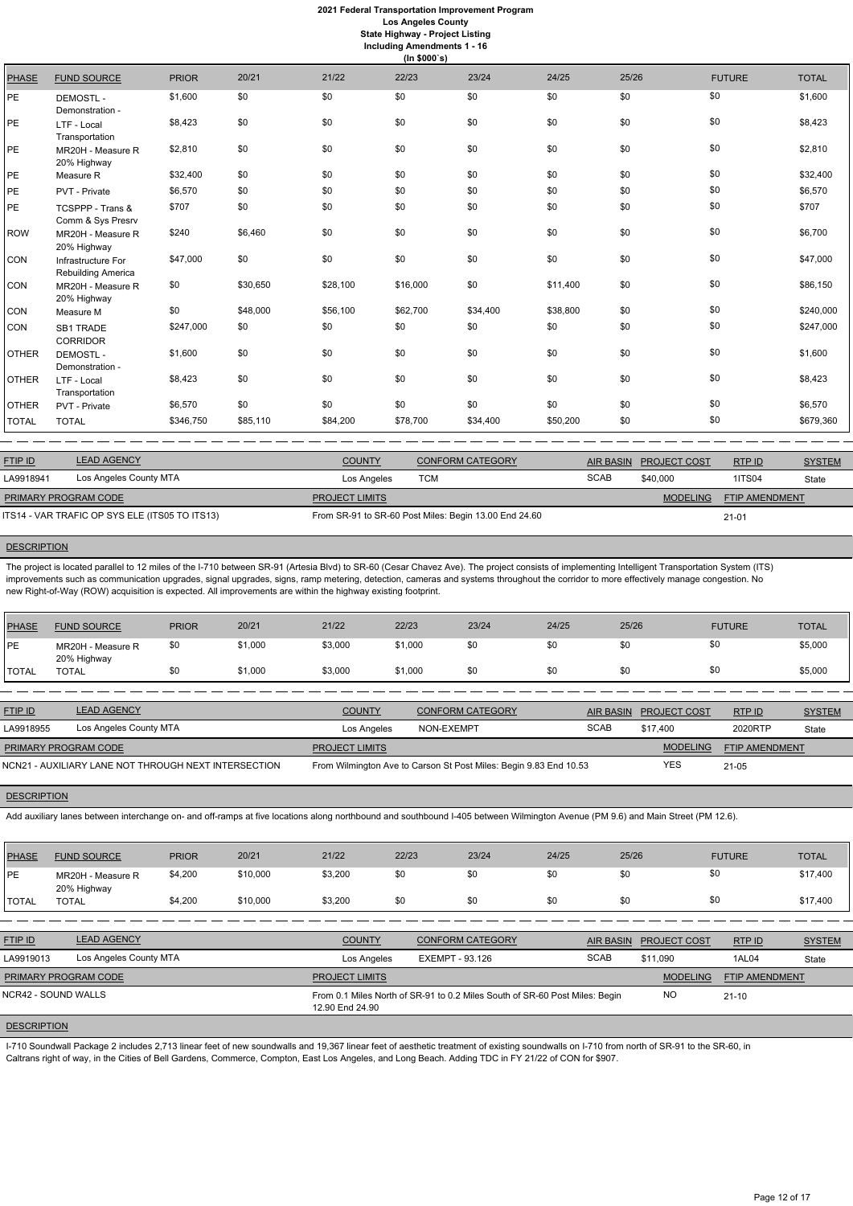**2021 Federal Transportation Improvement Program**
**Los Angeles County**
**State Highway - Project Listing**
**Including Amendments 1 - 16**
**(In $000`s)**

| PHASE | FUND SOURCE | PRIOR | 20/21 | 21/22 | 22/23 | 23/24 | 24/25 | 25/26 | FUTURE | TOTAL |
|---|---|---|---|---|---|---|---|---|---|---|
| PE | DEMOSTL - Demonstration - | $1,600 | $0 | $0 | $0 | $0 | $0 | $0 | $0 | $1,600 |
| PE | LTF - Local Transportation | $8,423 | $0 | $0 | $0 | $0 | $0 | $0 | $0 | $8,423 |
| PE | MR20H - Measure R 20% Highway | $2,810 | $0 | $0 | $0 | $0 | $0 | $0 | $0 | $2,810 |
| PE | Measure R | $32,400 | $0 | $0 | $0 | $0 | $0 | $0 | $0 | $32,400 |
| PE | PVT - Private | $6,570 | $0 | $0 | $0 | $0 | $0 | $0 | $0 | $6,570 |
| PE | TCSPPP - Trans & Comm & Sys Presrv | $707 | $0 | $0 | $0 | $0 | $0 | $0 | $0 | $707 |
| ROW | MR20H - Measure R 20% Highway | $240 | $6,460 | $0 | $0 | $0 | $0 | $0 | $0 | $6,700 |
| CON | Infrastructure For Rebuilding America | $47,000 | $0 | $0 | $0 | $0 | $0 | $0 | $0 | $47,000 |
| CON | MR20H - Measure R 20% Highway | $0 | $30,650 | $28,100 | $16,000 | $0 | $11,400 | $0 | $0 | $86,150 |
| CON | Measure M | $0 | $48,000 | $56,100 | $62,700 | $34,400 | $38,800 | $0 | $0 | $240,000 |
| CON | SB1 TRADE CORRIDOR | $247,000 | $0 | $0 | $0 | $0 | $0 | $0 | $0 | $247,000 |
| OTHER | DEMOSTL - Demonstration - | $1,600 | $0 | $0 | $0 | $0 | $0 | $0 | $0 | $1,600 |
| OTHER | LTF - Local Transportation | $8,423 | $0 | $0 | $0 | $0 | $0 | $0 | $0 | $8,423 |
| OTHER | PVT - Private | $6,570 | $0 | $0 | $0 | $0 | $0 | $0 | $0 | $6,570 |
| TOTAL | TOTAL | $346,750 | $85,110 | $84,200 | $78,700 | $34,400 | $50,200 | $0 | $0 | $679,360 |

| FTIP ID | LEAD AGENCY | COUNTY | CONFORM CATEGORY | AIR BASIN | PROJECT COST | RTP ID | SYSTEM |
|---|---|---|---|---|---|---|---|
| LA9918941 | Los Angeles County MTA | Los Angeles | TCM | SCAB | $40,000 | 1ITS04 | State |

| PRIMARY PROGRAM CODE | PROJECT LIMITS | MODELING | FTIP AMENDMENT |
|---|---|---|---|
| ITS14 - VAR TRAFIC OP SYS ELE (ITS05 TO ITS13) | From SR-91 to SR-60 Post Miles: Begin 13.00 End 24.60 | | 21-01 |

**DESCRIPTION**

The project is located parallel to 12 miles of the I-710 between SR-91 (Artesia Blvd) to SR-60 (Cesar Chavez Ave). The project consists of implementing Intelligent Transportation System (ITS) improvements such as communication upgrades, signal upgrades, signs, ramp metering, detection, cameras and systems throughout the corridor to more effectively manage congestion. No new Right-of-Way (ROW) acquisition is expected. All improvements are within the highway existing footprint.

| PHASE | FUND SOURCE | PRIOR | 20/21 | 21/22 | 22/23 | 23/24 | 24/25 | 25/26 | FUTURE | TOTAL |
|---|---|---|---|---|---|---|---|---|---|---|
| PE | MR20H - Measure R 20% Highway | $0 | $1,000 | $3,000 | $1,000 | $0 | $0 | $0 | $0 | $5,000 |
| TOTAL | TOTAL | $0 | $1,000 | $3,000 | $1,000 | $0 | $0 | $0 | $0 | $5,000 |

| FTIP ID | LEAD AGENCY | COUNTY | CONFORM CATEGORY | AIR BASIN | PROJECT COST | RTP ID | SYSTEM |
|---|---|---|---|---|---|---|---|
| LA9918955 | Los Angeles County MTA | Los Angeles | NON-EXEMPT | SCAB | $17,400 | 2020RTP | State |

| PRIMARY PROGRAM CODE | PROJECT LIMITS | MODELING | FTIP AMENDMENT |
|---|---|---|---|
| NCN21 - AUXILIARY LANE NOT THROUGH NEXT INTERSECTION | From Wilmington Ave to Carson St Post Miles: Begin 9.83 End 10.53 | YES | 21-05 |

**DESCRIPTION**

Add auxiliary lanes between interchange on- and off-ramps at five locations along northbound and southbound I-405 between Wilmington Avenue (PM 9.6) and Main Street (PM 12.6).

| PHASE | FUND SOURCE | PRIOR | 20/21 | 21/22 | 22/23 | 23/24 | 24/25 | 25/26 | FUTURE | TOTAL |
|---|---|---|---|---|---|---|---|---|---|---|
| PE | MR20H - Measure R 20% Highway | $4,200 | $10,000 | $3,200 | $0 | $0 | $0 | $0 | $0 | $17,400 |
| TOTAL | TOTAL | $4,200 | $10,000 | $3,200 | $0 | $0 | $0 | $0 | $0 | $17,400 |

| FTIP ID | LEAD AGENCY | COUNTY | CONFORM CATEGORY | AIR BASIN | PROJECT COST | RTP ID | SYSTEM |
|---|---|---|---|---|---|---|---|
| LA9919013 | Los Angeles County MTA | Los Angeles | EXEMPT - 93.126 | SCAB | $11,090 | 1AL04 | State |

| PRIMARY PROGRAM CODE | PROJECT LIMITS | MODELING | FTIP AMENDMENT |
|---|---|---|---|
| NCR42 - SOUND WALLS | From 0.1 Miles North of SR-91 to 0.2 Miles South of SR-60 Post Miles: Begin 12.90 End 24.90 | NO | 21-10 |

**DESCRIPTION**

I-710 Soundwall Package 2 includes 2,713 linear feet of new soundwalls and 19,367 linear feet of aesthetic treatment of existing soundwalls on I-710 from north of SR-91 to the SR-60, in Caltrans right of way, in the Cities of Bell Gardens, Commerce, Compton, East Los Angeles, and Long Beach. Adding TDC in FY 21/22 of CON for $907.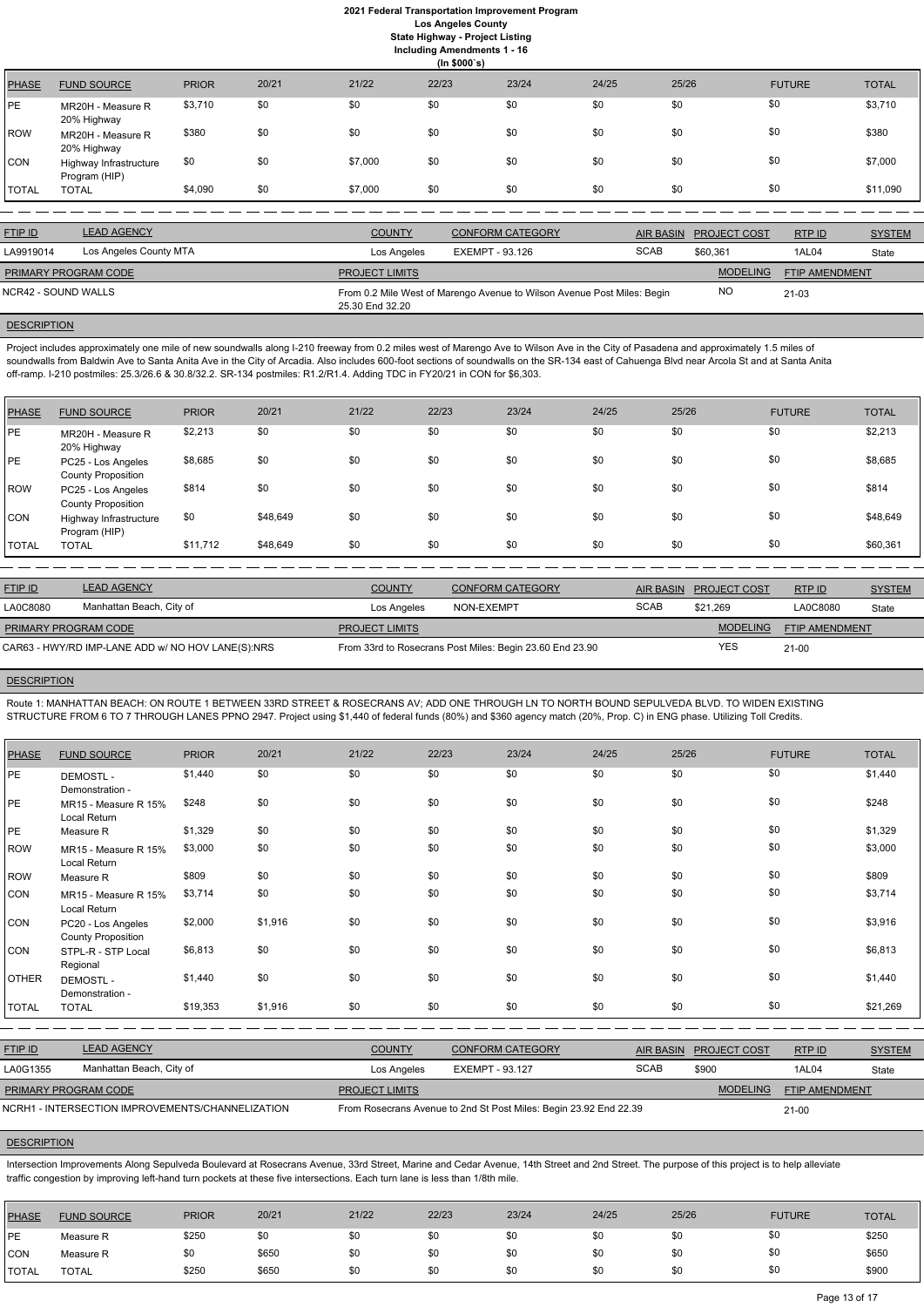# 2021 Federal Transportation Improvement Program
## Los Angeles County
## State Highway - Project Listing
## Including Amendments 1 - 16
## (In $000`s)

| PHASE | FUND SOURCE | PRIOR | 20/21 | 21/22 | 22/23 | 23/24 | 24/25 | 25/26 | FUTURE | TOTAL |
|---|---|---|---|---|---|---|---|---|---|---|
| PE | MR20H - Measure R 20% Highway | $3,710 | $0 | $0 | $0 | $0 | $0 | $0 | $0 | $3,710 |
| ROW | MR20H - Measure R 20% Highway | $380 | $0 | $0 | $0 | $0 | $0 | $0 | $0 | $380 |
| CON | Highway Infrastructure Program (HIP) | $0 | $0 | $7,000 | $0 | $0 | $0 | $0 | $0 | $7,000 |
| TOTAL | TOTAL | $4,090 | $0 | $7,000 | $0 | $0 | $0 | $0 | $0 | $11,090 |

| FTIP ID | LEAD AGENCY | COUNTY | CONFORM CATEGORY | AIR BASIN | PROJECT COST | RTP ID | SYSTEM |
|---|---|---|---|---|---|---|---|
| LA9919014 | Los Angeles County MTA | Los Angeles | EXEMPT - 93.126 | SCAB | $60,361 | 1AL04 | State |

| PRIMARY PROGRAM CODE | PROJECT LIMITS | MODELING | FTIP AMENDMENT |
|---|---|---|---|
| NCR42 - SOUND WALLS | From 0.2 Mile West of Marengo Avenue to Wilson Avenue Post Miles: Begin 25.30 End 32.20 | NO | 21-03 |

**DESCRIPTION**

Project includes approximately one mile of new soundwalls along I-210 freeway from 0.2 miles west of Marengo Ave to Wilson Ave in the City of Pasadena and approximately 1.5 miles of soundwalls from Baldwin Ave to Santa Anita Ave in the City of Arcadia. Also includes 600-foot sections of soundwalls on the SR-134 east of Cahuenga Blvd near Arcola St and at Santa Anita off-ramp. I-210 postmiles: 25.3/26.6 & 30.8/32.2. SR-134 postmiles: R1.2/R1.4. Adding TDC in FY20/21 in CON for $6,303.

| PHASE | FUND SOURCE | PRIOR | 20/21 | 21/22 | 22/23 | 23/24 | 24/25 | 25/26 | FUTURE | TOTAL |
|---|---|---|---|---|---|---|---|---|---|---|
| PE | MR20H - Measure R 20% Highway | $2,213 | $0 | $0 | $0 | $0 | $0 | $0 | $0 | $2,213 |
| PE | PC25 - Los Angeles County Proposition | $8,685 | $0 | $0 | $0 | $0 | $0 | $0 | $0 | $8,685 |
| ROW | PC25 - Los Angeles County Proposition | $814 | $0 | $0 | $0 | $0 | $0 | $0 | $0 | $814 |
| CON | Highway Infrastructure Program (HIP) | $0 | $48,649 | $0 | $0 | $0 | $0 | $0 | $0 | $48,649 |
| TOTAL | TOTAL | $11,712 | $48,649 | $0 | $0 | $0 | $0 | $0 | $0 | $60,361 |

| FTIP ID | LEAD AGENCY | COUNTY | CONFORM CATEGORY | AIR BASIN | PROJECT COST | RTP ID | SYSTEM |
|---|---|---|---|---|---|---|---|
| LA0C8080 | Manhattan Beach, City of | Los Angeles | NON-EXEMPT | SCAB | $21,269 | LA0C8080 | State |

| PRIMARY PROGRAM CODE | PROJECT LIMITS | MODELING | FTIP AMENDMENT |
|---|---|---|---|
| CAR63 - HWY/RD IMP-LANE ADD w/ NO HOV LANE(S):NRS | From 33rd to Rosecrans Post Miles: Begin 23.60 End 23.90 | YES | 21-00 |

**DESCRIPTION**

Route 1: MANHATTAN BEACH: ON ROUTE 1 BETWEEN 33RD STREET & ROSECRANS AV; ADD ONE THROUGH LN TO NORTH BOUND SEPULVEDA BLVD. TO WIDEN EXISTING STRUCTURE FROM 6 TO 7 THROUGH LANES PPNO 2947. Project using $1,440 of federal funds (80%) and $360 agency match (20%, Prop. C) in ENG phase. Utilizing Toll Credits.

| PHASE | FUND SOURCE | PRIOR | 20/21 | 21/22 | 22/23 | 23/24 | 24/25 | 25/26 | FUTURE | TOTAL |
|---|---|---|---|---|---|---|---|---|---|---|
| PE | DEMOSTL - Demonstration - | $1,440 | $0 | $0 | $0 | $0 | $0 | $0 | $0 | $1,440 |
| PE | MR15 - Measure R 15% Local Return | $248 | $0 | $0 | $0 | $0 | $0 | $0 | $0 | $248 |
| PE | Measure R | $1,329 | $0 | $0 | $0 | $0 | $0 | $0 | $0 | $1,329 |
| ROW | MR15 - Measure R 15% Local Return | $3,000 | $0 | $0 | $0 | $0 | $0 | $0 | $0 | $3,000 |
| ROW | Measure R | $809 | $0 | $0 | $0 | $0 | $0 | $0 | $0 | $809 |
| CON | MR15 - Measure R 15% Local Return | $3,714 | $0 | $0 | $0 | $0 | $0 | $0 | $0 | $3,714 |
| CON | PC20 - Los Angeles County Proposition | $2,000 | $1,916 | $0 | $0 | $0 | $0 | $0 | $0 | $3,916 |
| CON | STPL-R - STP Local Regional | $6,813 | $0 | $0 | $0 | $0 | $0 | $0 | $0 | $6,813 |
| OTHER | DEMOSTL - Demonstration - | $1,440 | $0 | $0 | $0 | $0 | $0 | $0 | $0 | $1,440 |
| TOTAL | TOTAL | $19,353 | $1,916 | $0 | $0 | $0 | $0 | $0 | $0 | $21,269 |

| FTIP ID | LEAD AGENCY | COUNTY | CONFORM CATEGORY | AIR BASIN | PROJECT COST | RTP ID | SYSTEM |
|---|---|---|---|---|---|---|---|
| LA0G1355 | Manhattan Beach, City of | Los Angeles | EXEMPT - 93.127 | SCAB | $900 | 1AL04 | State |

| PRIMARY PROGRAM CODE | PROJECT LIMITS | MODELING | FTIP AMENDMENT |
|---|---|---|---|
| NCRH1 - INTERSECTION IMPROVEMENTS/CHANNELIZATION | From Rosecrans Avenue to 2nd St Post Miles: Begin 23.92 End 22.39 | | 21-00 |

**DESCRIPTION**

Intersection Improvements Along Sepulveda Boulevard at Rosecrans Avenue, 33rd Street, Marine and Cedar Avenue, 14th Street and 2nd Street. The purpose of this project is to help alleviate traffic congestion by improving left-hand turn pockets at these five intersections. Each turn lane is less than 1/8th mile.

| PHASE | FUND SOURCE | PRIOR | 20/21 | 21/22 | 22/23 | 23/24 | 24/25 | 25/26 | FUTURE | TOTAL |
|---|---|---|---|---|---|---|---|---|---|---|
| PE | Measure R | $250 | $0 | $0 | $0 | $0 | $0 | $0 | $0 | $250 |
| CON | Measure R | $0 | $650 | $0 | $0 | $0 | $0 | $0 | $0 | $650 |
| TOTAL | TOTAL | $250 | $650 | $0 | $0 | $0 | $0 | $0 | $0 | $900 |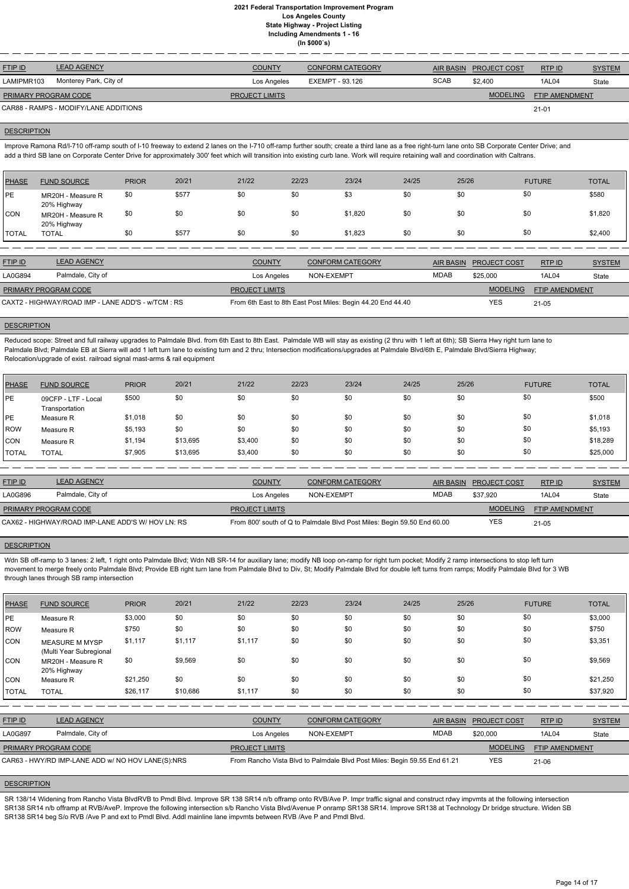# 2021 Federal Transportation Improvement Program
## Los Angeles County
## State Highway - Project Listing
## Including Amendments 1 - 16
## (In $000`s)

| FTIP ID | LEAD AGENCY | COUNTY | CONFORM CATEGORY | AIR BASIN | PROJECT COST | RTP ID | SYSTEM |
|---|---|---|---|---|---|---|---|
| LAMIPMR103 | Monterey Park, City of | Los Angeles | EXEMPT - 93.126 | SCAB | $2,400 | 1AL04 | State |

| PRIMARY PROGRAM CODE | PROJECT LIMITS | MODELING | FTIP AMENDMENT |
|---|---|---|---|
| CAR88 - RAMPS - MODIFY/LANE ADDITIONS | | | 21-01 |

### DESCRIPTION

Improve Ramona Rd/I-710 off-ramp south of I-10 freeway to extend 2 lanes on the I-710 off-ramp further south; create a third lane as a free right-turn lane onto SB Corporate Center Drive; and add a third SB lane on Corporate Center Drive for approximately 300' feet which will transition into existing curb lane. Work will require retaining wall and coordination with Caltrans.

| PHASE | FUND SOURCE | PRIOR | 20/21 | 21/22 | 22/23 | 23/24 | 24/25 | 25/26 | FUTURE | TOTAL |
|---|---|---|---|---|---|---|---|---|---|---|
| PE | MR20H - Measure R 20% Highway | $0 | $577 | $0 | $0 | $3 | $0 | $0 | $0 | $580 |
| CON | MR20H - Measure R 20% Highway | $0 | $0 | $0 | $0 | $1,820 | $0 | $0 | $0 | $1,820 |
| TOTAL | TOTAL | $0 | $577 | $0 | $0 | $1,823 | $0 | $0 | $0 | $2,400 |

| FTIP ID | LEAD AGENCY | COUNTY | CONFORM CATEGORY | AIR BASIN | PROJECT COST | RTP ID | SYSTEM |
|---|---|---|---|---|---|---|---|
| LA0G894 | Palmdale, City of | Los Angeles | NON-EXEMPT | MDAB | $25,000 | 1AL04 | State |

| PRIMARY PROGRAM CODE | PROJECT LIMITS | MODELING | FTIP AMENDMENT |
|---|---|---|---|
| CAXT2 - HIGHWAY/ROAD IMP - LANE ADD'S - w/TCM : RS | From 6th East to 8th East Post Miles: Begin 44.20 End 44.40 | YES | 21-05 |

### DESCRIPTION

Reduced scope: Street and full railway upgrades to Palmdale Blvd. from 6th East to 8th East. Palmdale WB will stay as existing (2 thru with 1 left at 6th); SB Sierra Hwy right turn lane to Palmdale Blvd; Palmdale EB at Sierra will add 1 left turn lane to existing turn and 2 thru; Intersection modifications/upgrades at Palmdale Blvd/6th E, Palmdale Blvd/Sierra Highway; Relocation/upgrade of exist. railroad signal mast-arms & rail equipment

| PHASE | FUND SOURCE | PRIOR | 20/21 | 21/22 | 22/23 | 23/24 | 24/25 | 25/26 | FUTURE | TOTAL |
|---|---|---|---|---|---|---|---|---|---|---|
| PE | 09CFP - LTF - Local Transportation | $500 | $0 | $0 | $0 | $0 | $0 | $0 | $0 | $500 |
| PE | Measure R | $1,018 | $0 | $0 | $0 | $0 | $0 | $0 | $0 | $1,018 |
| ROW | Measure R | $5,193 | $0 | $0 | $0 | $0 | $0 | $0 | $0 | $5,193 |
| CON | Measure R | $1,194 | $13,695 | $3,400 | $0 | $0 | $0 | $0 | $0 | $18,289 |
| TOTAL | TOTAL | $7,905 | $13,695 | $3,400 | $0 | $0 | $0 | $0 | $0 | $25,000 |

| FTIP ID | LEAD AGENCY | COUNTY | CONFORM CATEGORY | AIR BASIN | PROJECT COST | RTP ID | SYSTEM |
|---|---|---|---|---|---|---|---|
| LA0G896 | Palmdale, City of | Los Angeles | NON-EXEMPT | MDAB | $37,920 | 1AL04 | State |

| PRIMARY PROGRAM CODE | PROJECT LIMITS | MODELING | FTIP AMENDMENT |
|---|---|---|---|
| CAX62 - HIGHWAY/ROAD IMP-LANE ADD'S W/ HOV LN: RS | From 800' south of Q to Palmdale Blvd Post Miles: Begin 59.50 End 60.00 | YES | 21-05 |

### DESCRIPTION

Wdn SB off-ramp to 3 lanes: 2 left, 1 right onto Palmdale Blvd; Wdn NB SR-14 for auxiliary lane; modify NB loop on-ramp for right turn pocket; Modify 2 ramp intersections to stop left turn movement to merge freely onto Palmdale Blvd; Provide EB right turn lane from Palmdale Blvd to Div, St; Modify Palmdale Blvd for double left turns from ramps; Modify Palmdale Blvd for 3 WB through lanes through SB ramp intersection

| PHASE | FUND SOURCE | PRIOR | 20/21 | 21/22 | 22/23 | 23/24 | 24/25 | 25/26 | FUTURE | TOTAL |
|---|---|---|---|---|---|---|---|---|---|---|
| PE | Measure R | $3,000 | $0 | $0 | $0 | $0 | $0 | $0 | $0 | $3,000 |
| ROW | Measure R | $750 | $0 | $0 | $0 | $0 | $0 | $0 | $0 | $750 |
| CON | MEASURE M MYSP (Multi Year Subregional | $1,117 | $1,117 | $1,117 | $0 | $0 | $0 | $0 | $0 | $3,351 |
| CON | MR20H - Measure R 20% Highway | $0 | $9,569 | $0 | $0 | $0 | $0 | $0 | $0 | $9,569 |
| CON | Measure R | $21,250 | $0 | $0 | $0 | $0 | $0 | $0 | $0 | $21,250 |
| TOTAL | TOTAL | $26,117 | $10,686 | $1,117 | $0 | $0 | $0 | $0 | $0 | $37,920 |

| FTIP ID | LEAD AGENCY | COUNTY | CONFORM CATEGORY | AIR BASIN | PROJECT COST | RTP ID | SYSTEM |
|---|---|---|---|---|---|---|---|
| LA0G897 | Palmdale, City of | Los Angeles | NON-EXEMPT | MDAB | $20,000 | 1AL04 | State |

| PRIMARY PROGRAM CODE | PROJECT LIMITS | MODELING | FTIP AMENDMENT |
|---|---|---|---|
| CAR63 - HWY/RD IMP-LANE ADD w/ NO HOV LANE(S):NRS | From Rancho Vista Blvd to Palmdale Blvd Post Miles: Begin 59.55 End 61.21 | YES | 21-06 |

### DESCRIPTION

SR 138/14 Widening from Rancho Vista BlvdRVB to Pmdl Blvd. Improve SR 138 SR14 n/b offramp onto RVB/Ave P. Impr traffic signal and construct rdwy impvmts at the following intersection SR138 SR14 n/b offramp at RVB/AveP. Improve the following intersection s/b Rancho Vista Blvd/Avenue P onramp SR138 SR14. Improve SR138 at Technology Dr bridge structure. Widen SB SR138 SR14 beg S/o RVB /Ave P and ext to Pmdl Blvd. Addl mainline lane impvmts between RVB /Ave P and Pmdl Blvd.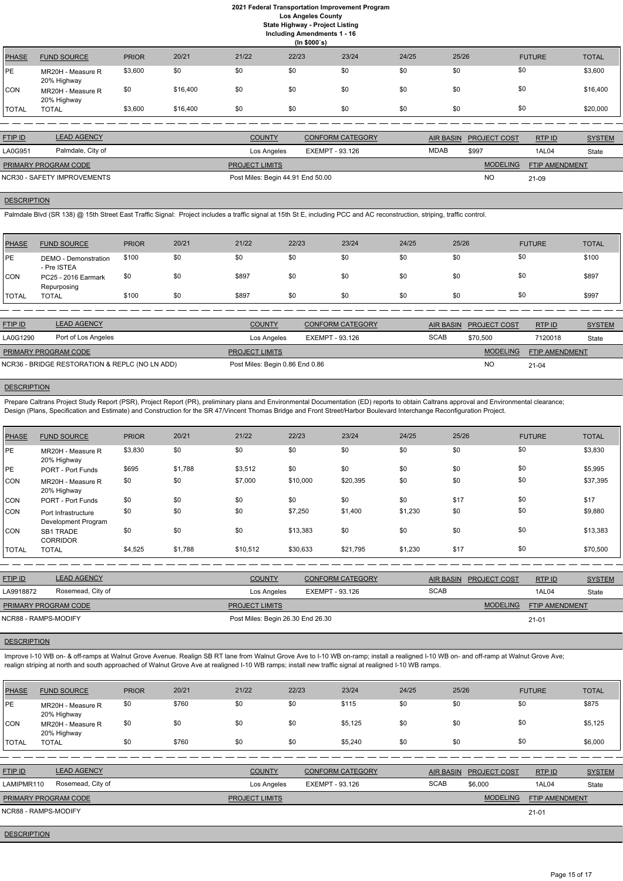# 2021 Federal Transportation Improvement Program
## Los Angeles County
### State Highway - Project Listing
#### Including Amendments 1 - 16
(In $000`s)

| PHASE | FUND SOURCE | PRIOR | 20/21 | 21/22 | 22/23 | 23/24 | 24/25 | 25/26 | FUTURE | TOTAL |
|---|---|---|---|---|---|---|---|---|---|---|
| PE | MR20H - Measure R 20% Highway | $3,600 | $0 | $0 | $0 | $0 | $0 | $0 | $0 | $3,600 |
| CON | MR20H - Measure R 20% Highway | $0 | $16,400 | $0 | $0 | $0 | $0 | $0 | $0 | $16,400 |
| TOTAL | TOTAL | $3,600 | $16,400 | $0 | $0 | $0 | $0 | $0 | $0 | $20,000 |

| FTIP ID | LEAD AGENCY | COUNTY | CONFORM CATEGORY | AIR BASIN | PROJECT COST | RTP ID | SYSTEM |
|---|---|---|---|---|---|---|---|
| LA0G951 | Palmdale, City of | Los Angeles | EXEMPT - 93.126 | MDAB | $997 | 1AL04 | State |

| PRIMARY PROGRAM CODE | PROJECT LIMITS | MODELING | FTIP AMENDMENT |
|---|---|---|---|
| NCR30 - SAFETY IMPROVEMENTS | Post Miles: Begin 44.91 End 50.00 | NO | 21-09 |

**DESCRIPTION**

Palmdale Blvd (SR 138) @ 15th Street East Traffic Signal: Project includes a traffic signal at 15th St E, including PCC and AC reconstruction, striping, traffic control.

| PHASE | FUND SOURCE | PRIOR | 20/21 | 21/22 | 22/23 | 23/24 | 24/25 | 25/26 | FUTURE | TOTAL |
|---|---|---|---|---|---|---|---|---|---|---|
| PE | DEMO - Demonstration - Pre ISTEA | $100 | $0 | $0 | $0 | $0 | $0 | $0 | $0 | $100 |
| CON | PC25 - 2016 Earmark Repurposing | $0 | $0 | $897 | $0 | $0 | $0 | $0 | $0 | $897 |
| TOTAL | TOTAL | $100 | $0 | $897 | $0 | $0 | $0 | $0 | $0 | $997 |

| FTIP ID | LEAD AGENCY | COUNTY | CONFORM CATEGORY | AIR BASIN | PROJECT COST | RTP ID | SYSTEM |
|---|---|---|---|---|---|---|---|
| LA0G1290 | Port of Los Angeles | Los Angeles | EXEMPT - 93.126 | SCAB | $70,500 | 7120018 | State |

| PRIMARY PROGRAM CODE | PROJECT LIMITS | MODELING | FTIP AMENDMENT |
|---|---|---|---|
| NCR36 - BRIDGE RESTORATION & REPLC (NO LN ADD) | Post Miles: Begin 0.86 End 0.86 | NO | 21-04 |

**DESCRIPTION**

Prepare Caltrans Project Study Report (PSR), Project Report (PR), preliminary plans and Environmental Documentation (ED) reports to obtain Caltrans approval and Environmental clearance; Design (Plans, Specification and Estimate) and Construction for the SR 47/Vincent Thomas Bridge and Front Street/Harbor Boulevard Interchange Reconfiguration Project.

| PHASE | FUND SOURCE | PRIOR | 20/21 | 21/22 | 22/23 | 23/24 | 24/25 | 25/26 | FUTURE | TOTAL |
|---|---|---|---|---|---|---|---|---|---|---|
| PE | MR20H - Measure R 20% Highway | $3,830 | $0 | $0 | $0 | $0 | $0 | $0 | $0 | $3,830 |
| PE | PORT - Port Funds | $695 | $1,788 | $3,512 | $0 | $0 | $0 | $0 | $0 | $5,995 |
| CON | MR20H - Measure R 20% Highway | $0 | $0 | $7,000 | $10,000 | $20,395 | $0 | $0 | $0 | $37,395 |
| CON | PORT - Port Funds | $0 | $0 | $0 | $0 | $0 | $0 | $17 | $0 | $17 |
| CON | Port Infrastructure Development Program | $0 | $0 | $0 | $7,250 | $1,400 | $1,230 | $0 | $0 | $9,880 |
| CON | SB1 TRADE CORRIDOR | $0 | $0 | $0 | $13,383 | $0 | $0 | $0 | $0 | $13,383 |
| TOTAL | TOTAL | $4,525 | $1,788 | $10,512 | $30,633 | $21,795 | $1,230 | $17 | $0 | $70,500 |

| FTIP ID | LEAD AGENCY | COUNTY | CONFORM CATEGORY | AIR BASIN | PROJECT COST | RTP ID | SYSTEM |
|---|---|---|---|---|---|---|---|
| LA9918872 | Rosemead, City of | Los Angeles | EXEMPT - 93.126 | SCAB | | 1AL04 | State |

| PRIMARY PROGRAM CODE | PROJECT LIMITS | MODELING | FTIP AMENDMENT |
|---|---|---|---|
| NCR88 - RAMPS-MODIFY | Post Miles: Begin 26.30 End 26.30 | | 21-01 |

**DESCRIPTION**

Improve I-10 WB on- & off-ramps at Walnut Grove Avenue. Realign SB RT lane from Walnut Grove Ave to I-10 WB on-ramp; install a realigned I-10 WB on- and off-ramp at Walnut Grove Ave; realign striping at north and south approached of Walnut Grove Ave at realigned I-10 WB ramps; install new traffic signal at realigned I-10 WB ramps.

| PHASE | FUND SOURCE | PRIOR | 20/21 | 21/22 | 22/23 | 23/24 | 24/25 | 25/26 | FUTURE | TOTAL |
|---|---|---|---|---|---|---|---|---|---|---|
| PE | MR20H - Measure R 20% Highway | $0 | $760 | $0 | $0 | $115 | $0 | $0 | $0 | $875 |
| CON | MR20H - Measure R 20% Highway | $0 | $0 | $0 | $0 | $5,125 | $0 | $0 | $0 | $5,125 |
| TOTAL | TOTAL | $0 | $760 | $0 | $0 | $5,240 | $0 | $0 | $0 | $6,000 |

| FTIP ID | LEAD AGENCY | COUNTY | CONFORM CATEGORY | AIR BASIN | PROJECT COST | RTP ID | SYSTEM |
|---|---|---|---|---|---|---|---|
| LAMIPMR110 | Rosemead, City of | Los Angeles | EXEMPT - 93.126 | SCAB | $6,000 | 1AL04 | State |

| PRIMARY PROGRAM CODE | PROJECT LIMITS | MODELING | FTIP AMENDMENT |
|---|---|---|---|
| NCR88 - RAMPS-MODIFY | | | 21-01 |

**DESCRIPTION**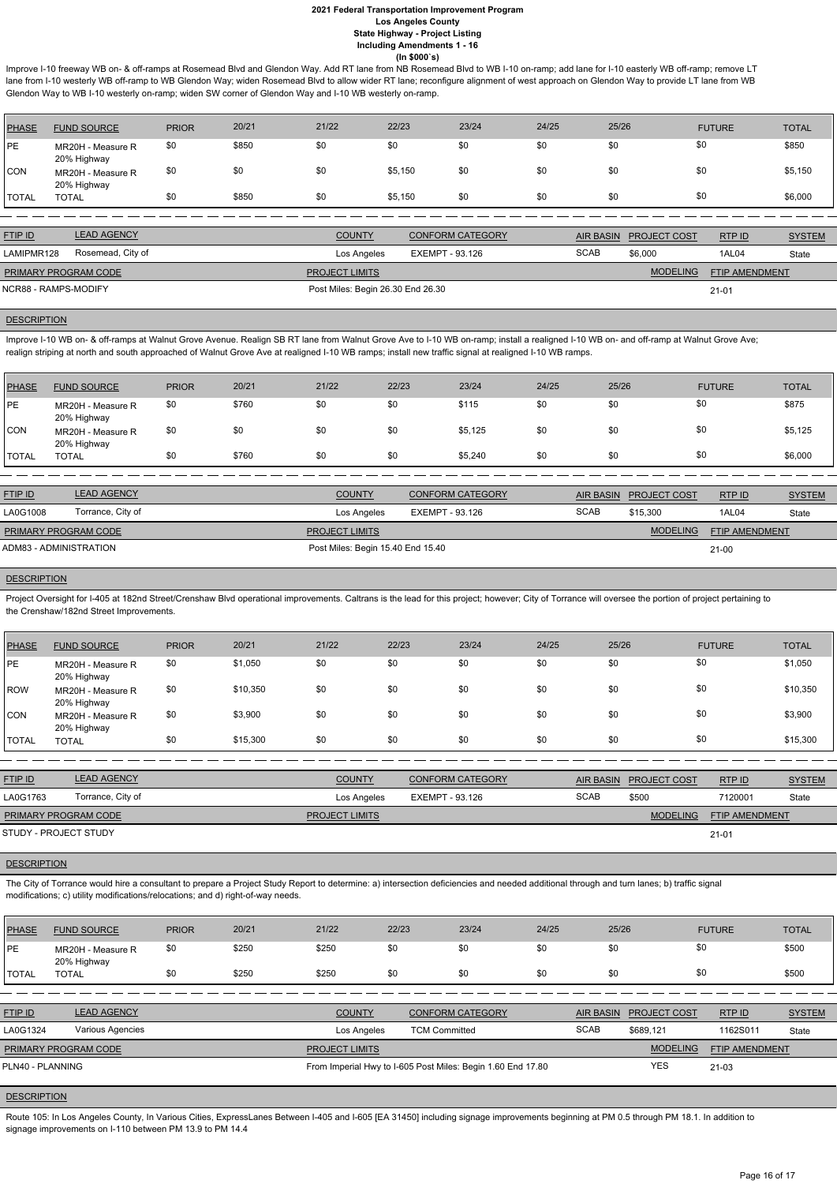# 2021 Federal Transportation Improvement Program
## Los Angeles County
## State Highway - Project Listing
## Including Amendments 1 - 16
## (In $000`s)

Improve I-10 freeway WB on- & off-ramps at Rosemead Blvd and Glendon Way. Add RT lane from NB Rosemead Blvd to WB I-10 on-ramp; add lane for I-10 easterly WB off-ramp; remove LT lane from I-10 westerly WB off-ramp to WB Glendon Way; widen Rosemead Blvd to allow wider RT lane; reconfigure alignment of west approach on Glendon Way to provide LT lane from WB Glendon Way to WB I-10 westerly on-ramp; widen SW corner of Glendon Way and I-10 WB westerly on-ramp.

| PHASE | FUND SOURCE | PRIOR | 20/21 | 21/22 | 22/23 | 23/24 | 24/25 | 25/26 | FUTURE | TOTAL |
|---|---|---|---|---|---|---|---|---|---|---|
| PE | MR20H - Measure R 20% Highway | $0 | $850 | $0 | $0 | $0 | $0 | $0 | $0 | $850 |
| CON | MR20H - Measure R 20% Highway | $0 | $0 | $0 | $5,150 | $0 | $0 | $0 | $0 | $5,150 |
| TOTAL | TOTAL | $0 | $850 | $0 | $5,150 | $0 | $0 | $0 | $0 | $6,000 |

| FTIP ID | LEAD AGENCY | COUNTY | CONFORM CATEGORY | AIR BASIN | PROJECT COST | RTP ID | SYSTEM |
|---|---|---|---|---|---|---|---|
| LAMIPMR128 | Rosemead, City of | Los Angeles | EXEMPT - 93.126 | SCAB | $6,000 | 1AL04 | State |

| PRIMARY PROGRAM CODE | PROJECT LIMITS | MODELING | FTIP AMENDMENT |
|---|---|---|---|
| NCR88 - RAMPS-MODIFY | Post Miles: Begin 26.30 End 26.30 | | 21-01 |

**DESCRIPTION**

Improve I-10 WB on- & off-ramps at Walnut Grove Avenue. Realign SB RT lane from Walnut Grove Ave to I-10 WB on-ramp; install a realigned I-10 WB on- and off-ramp at Walnut Grove Ave; realign striping at north and south approached of Walnut Grove Ave at realigned I-10 WB ramps; install new traffic signal at realigned I-10 WB ramps.

| PHASE | FUND SOURCE | PRIOR | 20/21 | 21/22 | 22/23 | 23/24 | 24/25 | 25/26 | FUTURE | TOTAL |
|---|---|---|---|---|---|---|---|---|---|---|
| PE | MR20H - Measure R 20% Highway | $0 | $760 | $0 | $0 | $115 | $0 | $0 | $0 | $875 |
| CON | MR20H - Measure R 20% Highway | $0 | $0 | $0 | $0 | $5,125 | $0 | $0 | $0 | $5,125 |
| TOTAL | TOTAL | $0 | $760 | $0 | $0 | $5,240 | $0 | $0 | $0 | $6,000 |

| FTIP ID | LEAD AGENCY | COUNTY | CONFORM CATEGORY | AIR BASIN | PROJECT COST | RTP ID | SYSTEM |
|---|---|---|---|---|---|---|---|
| LA0G1008 | Torrance, City of | Los Angeles | EXEMPT - 93.126 | SCAB | $15,300 | 1AL04 | State |

| PRIMARY PROGRAM CODE | PROJECT LIMITS | MODELING | FTIP AMENDMENT |
|---|---|---|---|
| ADM83 - ADMINISTRATION | Post Miles: Begin 15.40 End 15.40 | | 21-00 |

**DESCRIPTION**

Project Oversight for I-405 at 182nd Street/Crenshaw Blvd operational improvements. Caltrans is the lead for this project; however; City of Torrance will oversee the portion of project pertaining to the Crenshaw/182nd Street Improvements.

| PHASE | FUND SOURCE | PRIOR | 20/21 | 21/22 | 22/23 | 23/24 | 24/25 | 25/26 | FUTURE | TOTAL |
|---|---|---|---|---|---|---|---|---|---|---|
| PE | MR20H - Measure R 20% Highway | $0 | $1,050 | $0 | $0 | $0 | $0 | $0 | $0 | $1,050 |
| ROW | MR20H - Measure R 20% Highway | $0 | $10,350 | $0 | $0 | $0 | $0 | $0 | $0 | $10,350 |
| CON | MR20H - Measure R 20% Highway | $0 | $3,900 | $0 | $0 | $0 | $0 | $0 | $0 | $3,900 |
| TOTAL | TOTAL | $0 | $15,300 | $0 | $0 | $0 | $0 | $0 | $0 | $15,300 |

| FTIP ID | LEAD AGENCY | COUNTY | CONFORM CATEGORY | AIR BASIN | PROJECT COST | RTP ID | SYSTEM |
|---|---|---|---|---|---|---|---|
| LA0G1763 | Torrance, City of | Los Angeles | EXEMPT - 93.126 | SCAB | $500 | 7120001 | State |

| PRIMARY PROGRAM CODE | PROJECT LIMITS | MODELING | FTIP AMENDMENT |
|---|---|---|---|
| STUDY - PROJECT STUDY | | | 21-01 |

**DESCRIPTION**

The City of Torrance would hire a consultant to prepare a Project Study Report to determine: a) intersection deficiencies and needed additional through and turn lanes; b) traffic signal modifications; c) utility modifications/relocations; and d) right-of-way needs.

| PHASE | FUND SOURCE | PRIOR | 20/21 | 21/22 | 22/23 | 23/24 | 24/25 | 25/26 | FUTURE | TOTAL |
|---|---|---|---|---|---|---|---|---|---|---|
| PE | MR20H - Measure R 20% Highway | $0 | $250 | $250 | $0 | $0 | $0 | $0 | $0 | $500 |
| TOTAL | TOTAL | $0 | $250 | $250 | $0 | $0 | $0 | $0 | $0 | $500 |

| FTIP ID | LEAD AGENCY | COUNTY | CONFORM CATEGORY | AIR BASIN | PROJECT COST | RTP ID | SYSTEM |
|---|---|---|---|---|---|---|---|
| LA0G1324 | Various Agencies | Los Angeles | TCM Committed | SCAB | $689,121 | 1162S011 | State |

| PRIMARY PROGRAM CODE | PROJECT LIMITS | MODELING | FTIP AMENDMENT |
|---|---|---|---|
| PLN40 - PLANNING | From Imperial Hwy to I-605 Post Miles: Begin 1.60 End 17.80 | YES | 21-03 |

**DESCRIPTION**

Route 105: In Los Angeles County, In Various Cities, ExpressLanes Between I-405 and I-605 [EA 31450] including signage improvements beginning at PM 0.5 through PM 18.1. In addition to signage improvements on I-110 between PM 13.9 to PM 14.4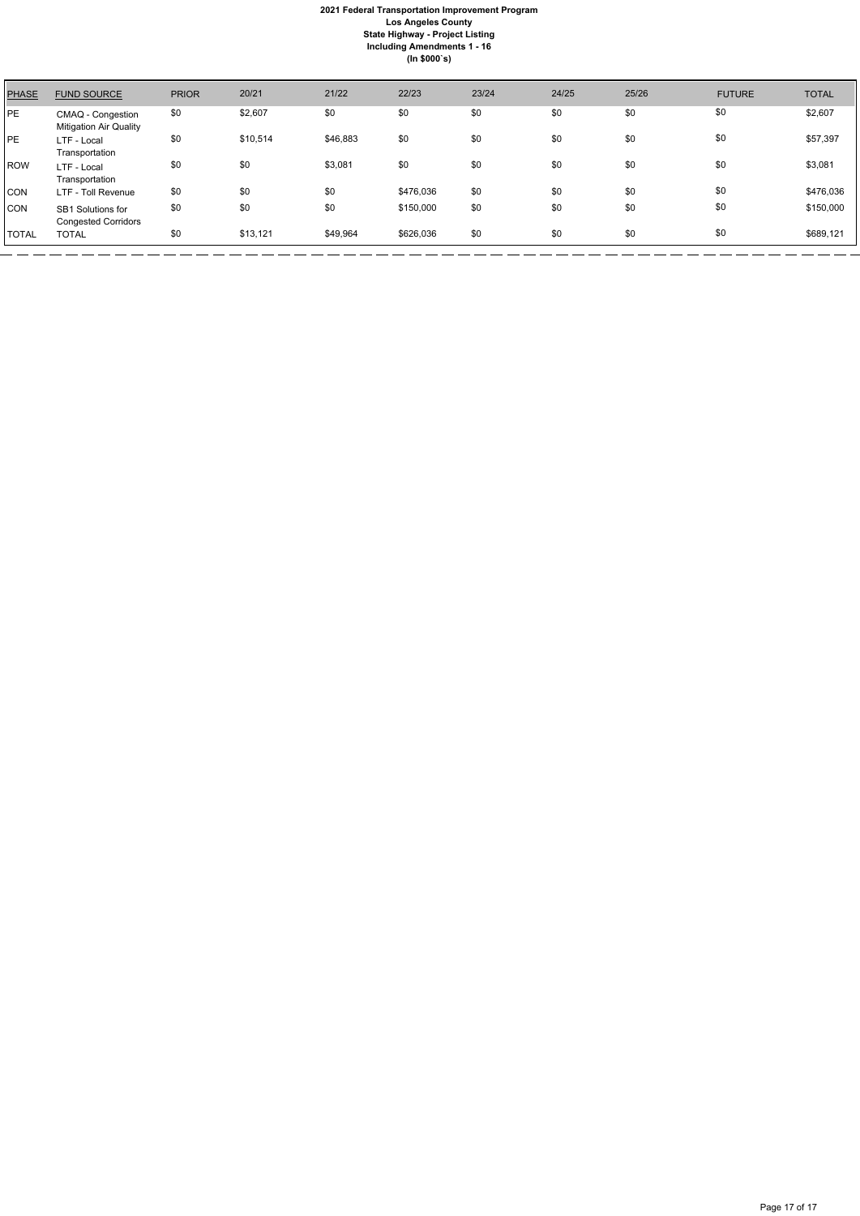**2021 Federal Transportation Improvement Program**
**Los Angeles County**
**State Highway - Project Listing**
**Including Amendments 1 - 16**
**(In $000`s)**

| PHASE | FUND SOURCE | PRIOR | 20/21 | 21/22 | 22/23 | 23/24 | 24/25 | 25/26 | FUTURE | TOTAL |
|---|---|---|---|---|---|---|---|---|---|---|
| PE | CMAQ - Congestion Mitigation Air Quality | $0 | $2,607 | $0 | $0 | $0 | $0 | $0 | $0 | $2,607 |
| PE | LTF - Local Transportation | $0 | $10,514 | $46,883 | $0 | $0 | $0 | $0 | $0 | $57,397 |
| ROW | LTF - Local Transportation | $0 | $0 | $3,081 | $0 | $0 | $0 | $0 | $0 | $3,081 |
| CON | LTF - Toll Revenue | $0 | $0 | $0 | $476,036 | $0 | $0 | $0 | $0 | $476,036 |
| CON | SB1 Solutions for Congested Corridors | $0 | $0 | $0 | $150,000 | $0 | $0 | $0 | $0 | $150,000 |
| TOTAL | TOTAL | $0 | $13,121 | $49,964 | $626,036 | $0 | $0 | $0 | $0 | $689,121 |